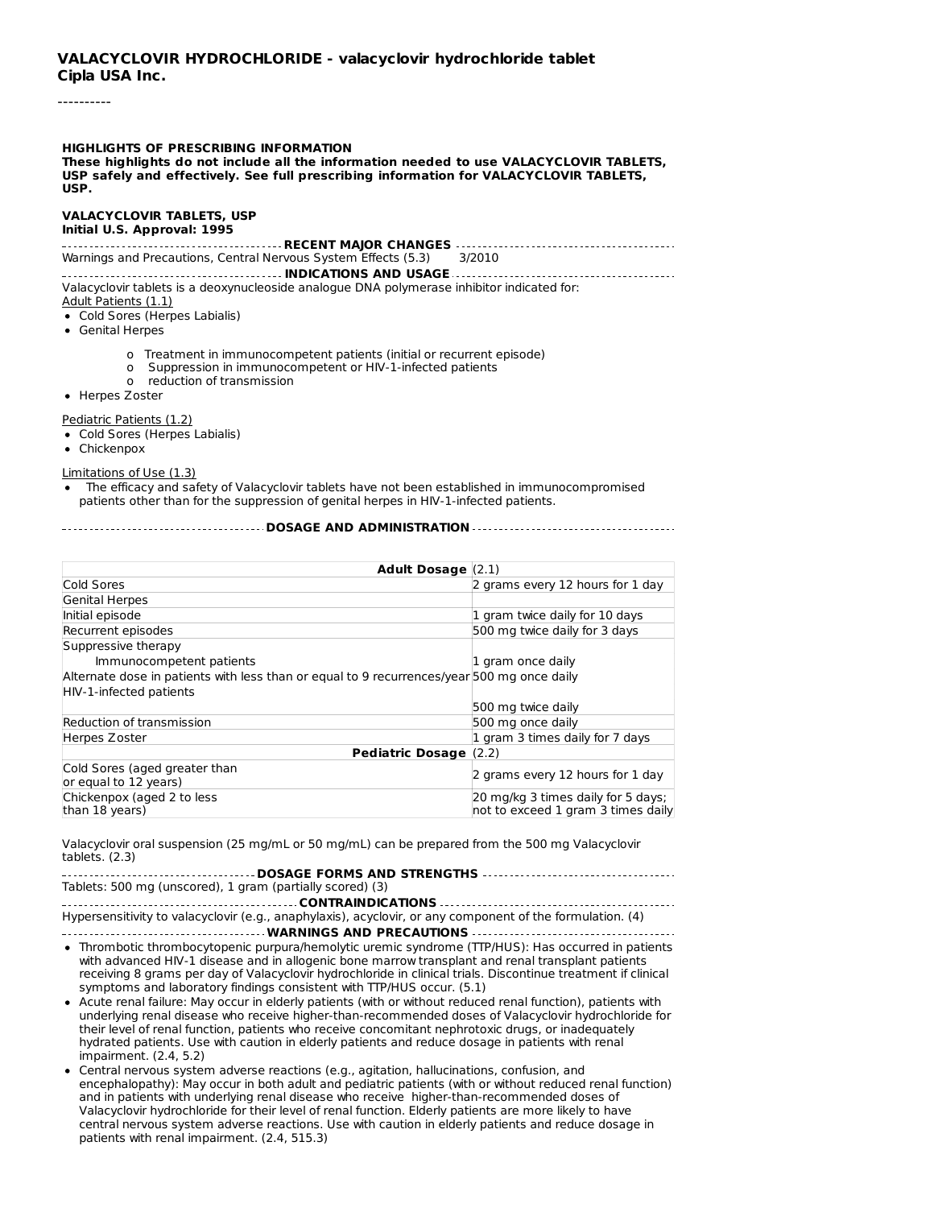**VALACYCLOVIR HYDROCHLORIDE - valacyclovir hydrochloride tablet**
**Cipla USA Inc.**

----------

**HIGHLIGHTS OF PRESCRIBING INFORMATION**
**These highlights do not include all the information needed to use VALACYCLOVIR TABLETS, USP safely and effectively. See full prescribing information for VALACYCLOVIR TABLETS, USP.**

**VALACYCLOVIR TABLETS, USP**
**Initial U.S. Approval: 1995**

**RECENT MAJOR CHANGES**

Warnings and Precautions, Central Nervous System Effects (5.3) 3/2010

**INDICATIONS AND USAGE**

Valacyclovir tablets is a deoxynucleoside analogue DNA polymerase inhibitor indicated for:

Adult Patients (1.1)

- Cold Sores (Herpes Labialis)
- Genital Herpes
  - o Treatment in immunocompetent patients (initial or recurrent episode)
  - o Suppression in immunocompetent or HIV-1-infected patients
  - o reduction of transmission
- Herpes Zoster

Pediatric Patients (1.2)

- Cold Sores (Herpes Labialis)
- Chickenpox

Limitations of Use (1.3)

- The efficacy and safety of Valacyclovir tablets have not been established in immunocompromised patients other than for the suppression of genital herpes in HIV-1-infected patients.

**DOSAGE AND ADMINISTRATION**

| **Adult Dosage** | (2.1) |
|---|---|
| Cold Sores | 2 grams every 12 hours for 1 day |
| Genital Herpes | |
| Initial episode | 1 gram twice daily for 10 days |
| Recurrent episodes | 500 mg twice daily for 3 days |
| Suppressive therapy<br>Immunocompetent patients<br>Alternate dose in patients with less than or equal to 9 recurrences/year<br>HIV-1-infected patients | <br>1 gram once daily<br>500 mg once daily<br><br>500 mg twice daily |
| Reduction of transmission | 500 mg once daily |
| Herpes Zoster | 1 gram 3 times daily for 7 days |
| **Pediatric Dosage** | (2.2) |
| Cold Sores (aged greater than or equal to 12 years) | 2 grams every 12 hours for 1 day |
| Chickenpox (aged 2 to less than 18 years) | 20 mg/kg 3 times daily for 5 days; not to exceed 1 gram 3 times daily |

Valacyclovir oral suspension (25 mg/mL or 50 mg/mL) can be prepared from the 500 mg Valacyclovir tablets. (2.3)

**DOSAGE FORMS AND STRENGTHS**

Tablets: 500 mg (unscored), 1 gram (partially scored) (3)

**CONTRAINDICATIONS**

Hypersensitivity to valacyclovir (e.g., anaphylaxis), acyclovir, or any component of the formulation. (4)

**WARNINGS AND PRECAUTIONS**

- Thrombotic thrombocytopenic purpura/hemolytic uremic syndrome (TTP/HUS): Has occurred in patients with advanced HIV-1 disease and in allogenic bone marrow transplant and renal transplant patients receiving 8 grams per day of Valacyclovir hydrochloride in clinical trials. Discontinue treatment if clinical symptoms and laboratory findings consistent with TTP/HUS occur. (5.1)
- Acute renal failure: May occur in elderly patients (with or without reduced renal function), patients with underlying renal disease who receive higher-than-recommended doses of Valacyclovir hydrochloride for their level of renal function, patients who receive concomitant nephrotoxic drugs, or inadequately hydrated patients. Use with caution in elderly patients and reduce dosage in patients with renal impairment. (2.4, 5.2)
- Central nervous system adverse reactions (e.g., agitation, hallucinations, confusion, and encephalopathy): May occur in both adult and pediatric patients (with or without reduced renal function) and in patients with underlying renal disease who receive higher-than-recommended doses of Valacyclovir hydrochloride for their level of renal function. Elderly patients are more likely to have central nervous system adverse reactions. Use with caution in elderly patients and reduce dosage in patients with renal impairment. (2.4, 515.3)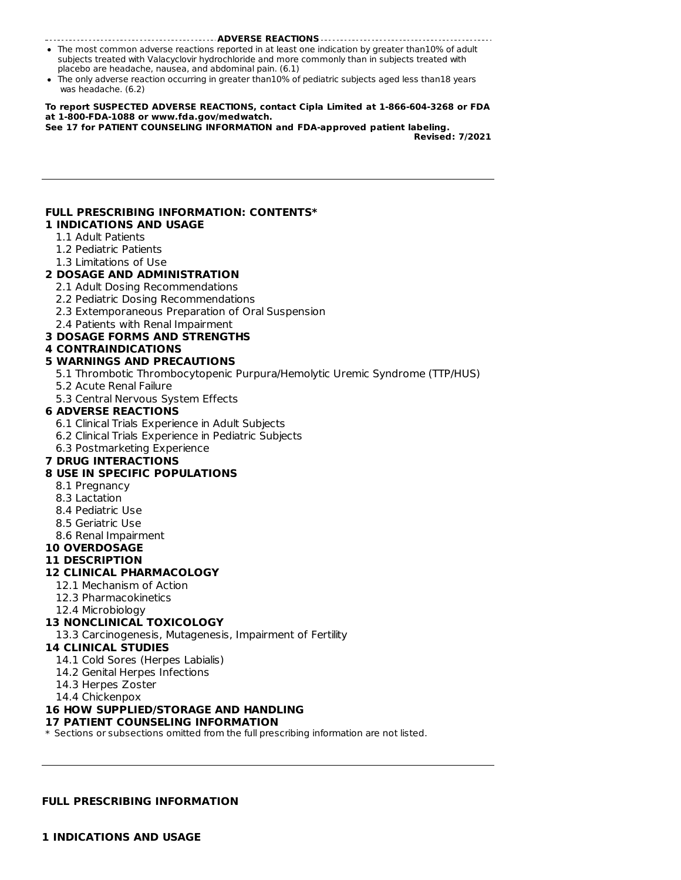## ADVERSE REACTIONS

- The most common adverse reactions reported in at least one indication by greater than10% of adult subjects treated with Valacyclovir hydrochloride and more commonly than in subjects treated with placebo are headache, nausea, and abdominal pain. (6.1)
- The only adverse reaction occurring in greater than10% of pediatric subjects aged less than18 years was headache. (6.2)

**To report SUSPECTED ADVERSE REACTIONS, contact Cipla Limited at 1-866-604-3268 or FDA at 1-800-FDA-1088 or www.fda.gov/medwatch.**

**See 17 for PATIENT COUNSELING INFORMATION and FDA-approved patient labeling.**

**Revised: 7/2021**

---

**FULL PRESCRIBING INFORMATION: CONTENTS***

**1 INDICATIONS AND USAGE**
- 1.1 Adult Patients
- 1.2 Pediatric Patients
- 1.3 Limitations of Use

**2 DOSAGE AND ADMINISTRATION**
- 2.1 Adult Dosing Recommendations
- 2.2 Pediatric Dosing Recommendations
- 2.3 Extemporaneous Preparation of Oral Suspension
- 2.4 Patients with Renal Impairment

**3 DOSAGE FORMS AND STRENGTHS**

**4 CONTRAINDICATIONS**

**5 WARNINGS AND PRECAUTIONS**
- 5.1 Thrombotic Thrombocytopenic Purpura/Hemolytic Uremic Syndrome (TTP/HUS)
- 5.2 Acute Renal Failure
- 5.3 Central Nervous System Effects

**6 ADVERSE REACTIONS**
- 6.1 Clinical Trials Experience in Adult Subjects
- 6.2 Clinical Trials Experience in Pediatric Subjects
- 6.3 Postmarketing Experience

**7 DRUG INTERACTIONS**

**8 USE IN SPECIFIC POPULATIONS**
- 8.1 Pregnancy
- 8.3 Lactation
- 8.4 Pediatric Use
- 8.5 Geriatric Use
- 8.6 Renal Impairment

**10 OVERDOSAGE**

**11 DESCRIPTION**

**12 CLINICAL PHARMACOLOGY**
- 12.1 Mechanism of Action
- 12.3 Pharmacokinetics
- 12.4 Microbiology

**13 NONCLINICAL TOXICOLOGY**
- 13.3 Carcinogenesis, Mutagenesis, Impairment of Fertility

**14 CLINICAL STUDIES**
- 14.1 Cold Sores (Herpes Labialis)
- 14.2 Genital Herpes Infections
- 14.3 Herpes Zoster
- 14.4 Chickenpox

**16 HOW SUPPLIED/STORAGE AND HANDLING**

**17 PATIENT COUNSELING INFORMATION**

\* Sections or subsections omitted from the full prescribing information are not listed.

---

# FULL PRESCRIBING INFORMATION

## 1 INDICATIONS AND USAGE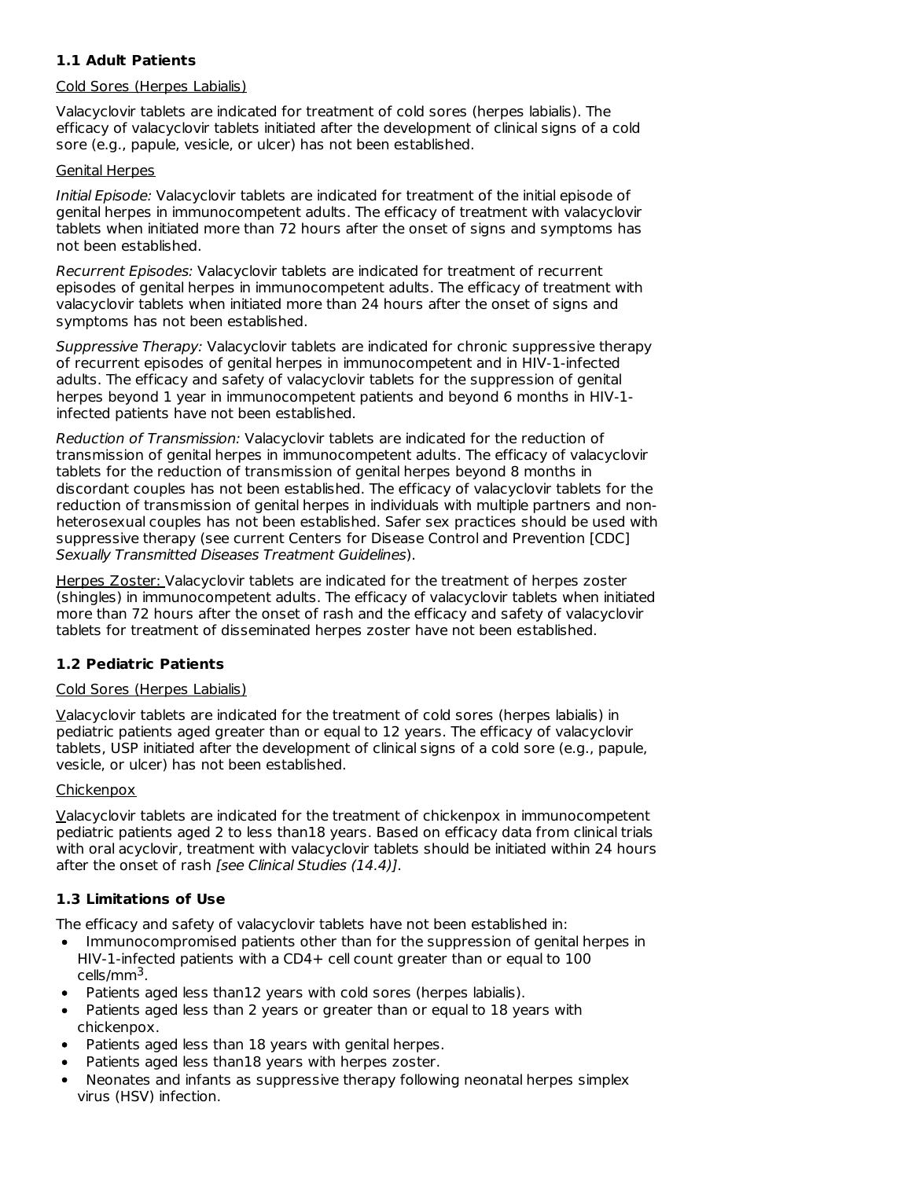### 1.1 Adult Patients

Cold Sores (Herpes Labialis)

Valacyclovir tablets are indicated for treatment of cold sores (herpes labialis). The efficacy of valacyclovir tablets initiated after the development of clinical signs of a cold sore (e.g., papule, vesicle, or ulcer) has not been established.

Genital Herpes

*Initial Episode:* Valacyclovir tablets are indicated for treatment of the initial episode of genital herpes in immunocompetent adults. The efficacy of treatment with valacyclovir tablets when initiated more than 72 hours after the onset of signs and symptoms has not been established.

*Recurrent Episodes:* Valacyclovir tablets are indicated for treatment of recurrent episodes of genital herpes in immunocompetent adults. The efficacy of treatment with valacyclovir tablets when initiated more than 24 hours after the onset of signs and symptoms has not been established.

*Suppressive Therapy:* Valacyclovir tablets are indicated for chronic suppressive therapy of recurrent episodes of genital herpes in immunocompetent and in HIV-1-infected adults. The efficacy and safety of valacyclovir tablets for the suppression of genital herpes beyond 1 year in immunocompetent patients and beyond 6 months in HIV-1-infected patients have not been established.

*Reduction of Transmission:* Valacyclovir tablets are indicated for the reduction of transmission of genital herpes in immunocompetent adults. The efficacy of valacyclovir tablets for the reduction of transmission of genital herpes beyond 8 months in discordant couples has not been established. The efficacy of valacyclovir tablets for the reduction of transmission of genital herpes in individuals with multiple partners and non-heterosexual couples has not been established. Safer sex practices should be used with suppressive therapy (see current Centers for Disease Control and Prevention [CDC] *Sexually Transmitted Diseases Treatment Guidelines*).

Herpes Zoster: Valacyclovir tablets are indicated for the treatment of herpes zoster (shingles) in immunocompetent adults. The efficacy of valacyclovir tablets when initiated more than 72 hours after the onset of rash and the efficacy and safety of valacyclovir tablets for treatment of disseminated herpes zoster have not been established.

### 1.2 Pediatric Patients

Cold Sores (Herpes Labialis)

Valacyclovir tablets are indicated for the treatment of cold sores (herpes labialis) in pediatric patients aged greater than or equal to 12 years. The efficacy of valacyclovir tablets, USP initiated after the development of clinical signs of a cold sore (e.g., papule, vesicle, or ulcer) has not been established.

Chickenpox

Valacyclovir tablets are indicated for the treatment of chickenpox in immunocompetent pediatric patients aged 2 to less than18 years. Based on efficacy data from clinical trials with oral acyclovir, treatment with valacyclovir tablets should be initiated within 24 hours after the onset of rash *[see Clinical Studies (14.4)]*.

### 1.3 Limitations of Use

The efficacy and safety of valacyclovir tablets have not been established in:

- Immunocompromised patients other than for the suppression of genital herpes in HIV-1-infected patients with a CD4+ cell count greater than or equal to 100 cells/mm$^3$.
- Patients aged less than12 years with cold sores (herpes labialis).
- Patients aged less than 2 years or greater than or equal to 18 years with chickenpox.
- Patients aged less than 18 years with genital herpes.
- Patients aged less than18 years with herpes zoster.
- Neonates and infants as suppressive therapy following neonatal herpes simplex virus (HSV) infection.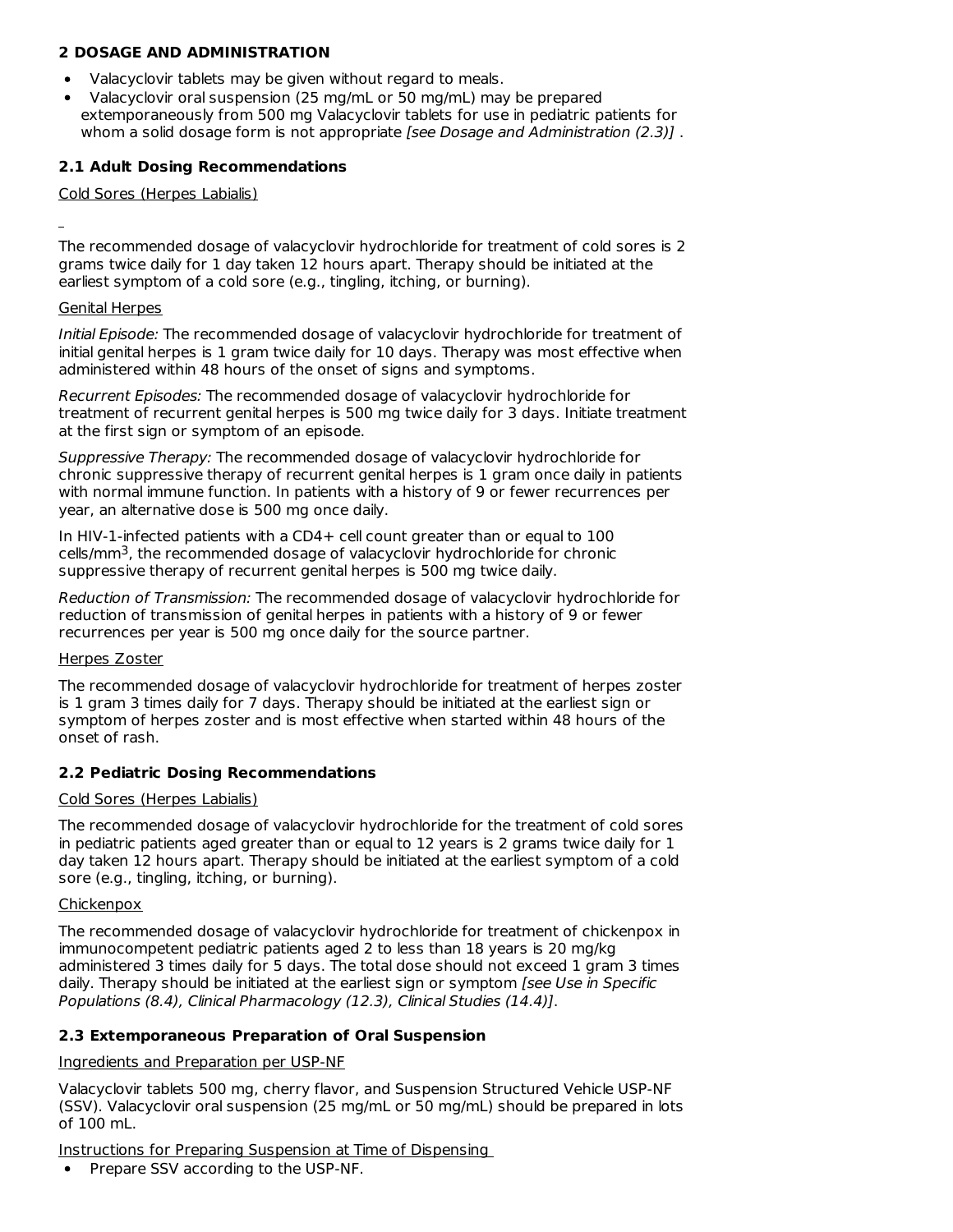## 2 DOSAGE AND ADMINISTRATION

- Valacyclovir tablets may be given without regard to meals.
- Valacyclovir oral suspension (25 mg/mL or 50 mg/mL) may be prepared extemporaneously from 500 mg Valacyclovir tablets for use in pediatric patients for whom a solid dosage form is not appropriate *[see Dosage and Administration (2.3)]* .

### 2.1 Adult Dosing Recommendations

Cold Sores (Herpes Labialis)

The recommended dosage of valacyclovir hydrochloride for treatment of cold sores is 2 grams twice daily for 1 day taken 12 hours apart. Therapy should be initiated at the earliest symptom of a cold sore (e.g., tingling, itching, or burning).

Genital Herpes

*Initial Episode:* The recommended dosage of valacyclovir hydrochloride for treatment of initial genital herpes is 1 gram twice daily for 10 days. Therapy was most effective when administered within 48 hours of the onset of signs and symptoms.

*Recurrent Episodes:* The recommended dosage of valacyclovir hydrochloride for treatment of recurrent genital herpes is 500 mg twice daily for 3 days. Initiate treatment at the first sign or symptom of an episode.

*Suppressive Therapy:* The recommended dosage of valacyclovir hydrochloride for chronic suppressive therapy of recurrent genital herpes is 1 gram once daily in patients with normal immune function. In patients with a history of 9 or fewer recurrences per year, an alternative dose is 500 mg once daily.

In HIV-1-infected patients with a CD4+ cell count greater than or equal to 100 cells/mm$^3$, the recommended dosage of valacyclovir hydrochloride for chronic suppressive therapy of recurrent genital herpes is 500 mg twice daily.

*Reduction of Transmission:* The recommended dosage of valacyclovir hydrochloride for reduction of transmission of genital herpes in patients with a history of 9 or fewer recurrences per year is 500 mg once daily for the source partner.

Herpes Zoster

The recommended dosage of valacyclovir hydrochloride for treatment of herpes zoster is 1 gram 3 times daily for 7 days. Therapy should be initiated at the earliest sign or symptom of herpes zoster and is most effective when started within 48 hours of the onset of rash.

### 2.2 Pediatric Dosing Recommendations

Cold Sores (Herpes Labialis)

The recommended dosage of valacyclovir hydrochloride for the treatment of cold sores in pediatric patients aged greater than or equal to 12 years is 2 grams twice daily for 1 day taken 12 hours apart. Therapy should be initiated at the earliest symptom of a cold sore (e.g., tingling, itching, or burning).

Chickenpox

The recommended dosage of valacyclovir hydrochloride for treatment of chickenpox in immunocompetent pediatric patients aged 2 to less than 18 years is 20 mg/kg administered 3 times daily for 5 days. The total dose should not exceed 1 gram 3 times daily. Therapy should be initiated at the earliest sign or symptom *[see Use in Specific Populations (8.4), Clinical Pharmacology (12.3), Clinical Studies (14.4)]*.

### 2.3 Extemporaneous Preparation of Oral Suspension

Ingredients and Preparation per USP-NF

Valacyclovir tablets 500 mg, cherry flavor, and Suspension Structured Vehicle USP-NF (SSV). Valacyclovir oral suspension (25 mg/mL or 50 mg/mL) should be prepared in lots of 100 mL.

Instructions for Preparing Suspension at Time of Dispensing

- Prepare SSV according to the USP-NF.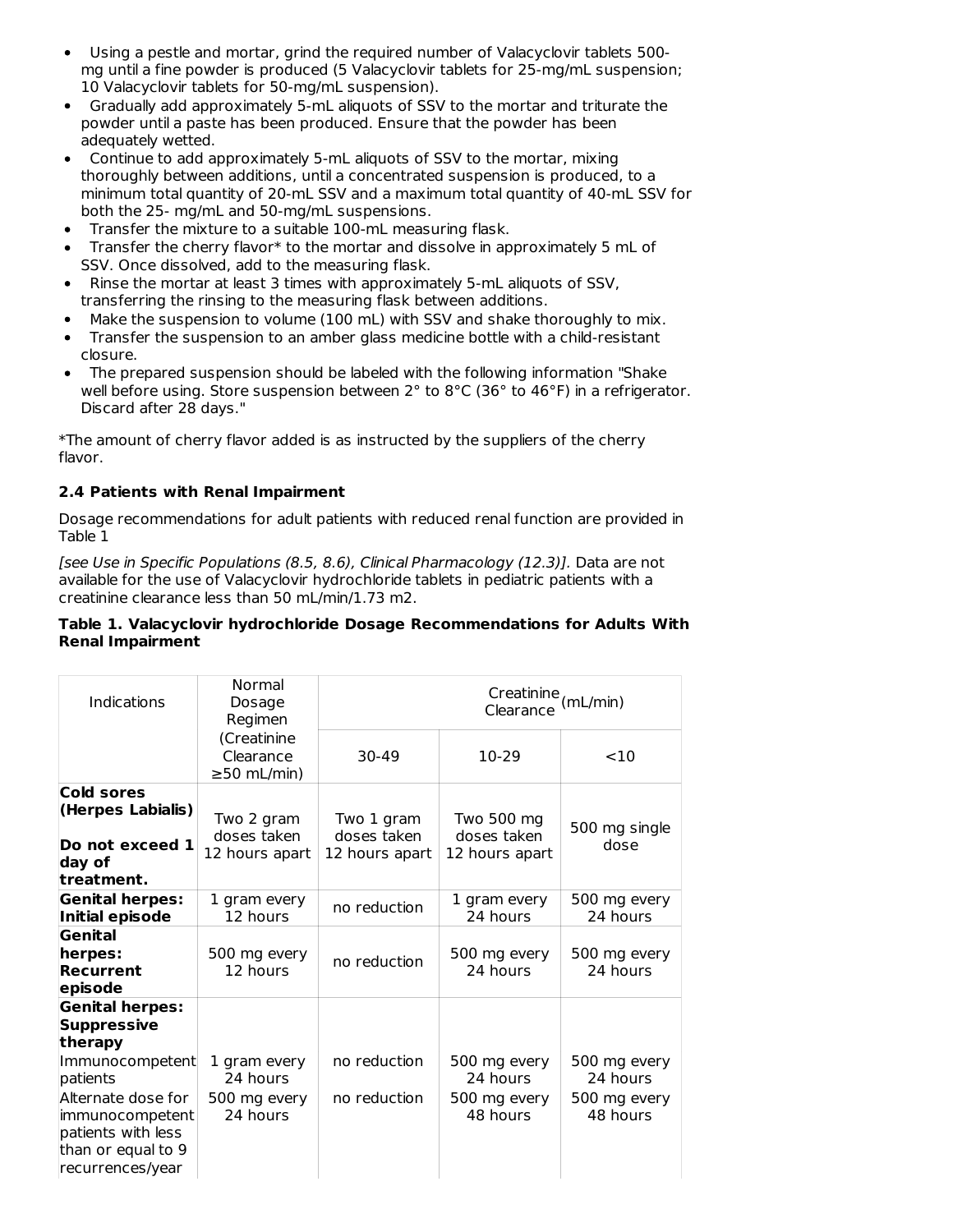- Using a pestle and mortar, grind the required number of Valacyclovir tablets 500-mg until a fine powder is produced (5 Valacyclovir tablets for 25-mg/mL suspension; 10 Valacyclovir tablets for 50-mg/mL suspension).
- Gradually add approximately 5-mL aliquots of SSV to the mortar and triturate the powder until a paste has been produced. Ensure that the powder has been adequately wetted.
- Continue to add approximately 5-mL aliquots of SSV to the mortar, mixing thoroughly between additions, until a concentrated suspension is produced, to a minimum total quantity of 20-mL SSV and a maximum total quantity of 40-mL SSV for both the 25- mg/mL and 50-mg/mL suspensions.
- Transfer the mixture to a suitable 100-mL measuring flask.
- Transfer the cherry flavor* to the mortar and dissolve in approximately 5 mL of SSV. Once dissolved, add to the measuring flask.
- Rinse the mortar at least 3 times with approximately 5-mL aliquots of SSV, transferring the rinsing to the measuring flask between additions.
- Make the suspension to volume (100 mL) with SSV and shake thoroughly to mix.
- Transfer the suspension to an amber glass medicine bottle with a child-resistant closure.
- The prepared suspension should be labeled with the following information "Shake well before using. Store suspension between 2° to 8°C (36° to 46°F) in a refrigerator. Discard after 28 days."

*The amount of cherry flavor added is as instructed by the suppliers of the cherry flavor.

### 2.4 Patients with Renal Impairment

Dosage recommendations for adult patients with reduced renal function are provided in Table 1

*[see Use in Specific Populations (8.5, 8.6), Clinical Pharmacology (12.3)]*. Data are not available for the use of Valacyclovir hydrochloride tablets in pediatric patients with a creatinine clearance less than 50 mL/min/1.73 m2.

**Table 1. Valacyclovir hydrochloride Dosage Recommendations for Adults With Renal Impairment**

| Indications | Normal Dosage Regimen (Creatinine Clearance ≥50 mL/min) | Creatinine Clearance (mL/min) | | |
|---|---|---|---|---|
| | | 30-49 | 10-29 | <10 |
| **Cold sores (Herpes Labialis)** **Do not exceed 1 day of treatment.** | Two 2 gram doses taken 12 hours apart | Two 1 gram doses taken 12 hours apart | Two 500 mg doses taken 12 hours apart | 500 mg single dose |
| **Genital herpes: Initial episode** | 1 gram every 12 hours | no reduction | 1 gram every 24 hours | 500 mg every 24 hours |
| **Genital herpes: Recurrent episode** | 500 mg every 12 hours | no reduction | 500 mg every 24 hours | 500 mg every 24 hours |
| **Genital herpes: Suppressive therapy** | | | | |
| Immunocompetent patients | 1 gram every 24 hours | no reduction | 500 mg every 24 hours | 500 mg every 24 hours |
| Alternate dose for immunocompetent patients with less than or equal to 9 recurrences/year | 500 mg every 24 hours | no reduction | 500 mg every 48 hours | 500 mg every 48 hours |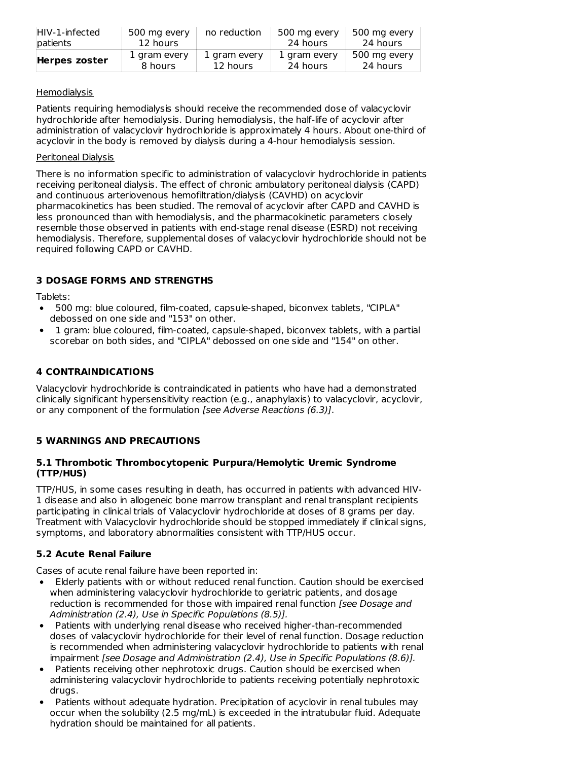| HIV-1-infected patients | 500 mg every 12 hours | no reduction | 500 mg every 24 hours | 500 mg every 24 hours |
|---|---|---|---|---|
| **Herpes zoster** | 1 gram every 8 hours | 1 gram every 12 hours | 1 gram every 24 hours | 500 mg every 24 hours |

Hemodialysis

Patients requiring hemodialysis should receive the recommended dose of valacyclovir hydrochloride after hemodialysis. During hemodialysis, the half-life of acyclovir after administration of valacyclovir hydrochloride is approximately 4 hours. About one-third of acyclovir in the body is removed by dialysis during a 4-hour hemodialysis session.

Peritoneal Dialysis

There is no information specific to administration of valacyclovir hydrochloride in patients receiving peritoneal dialysis. The effect of chronic ambulatory peritoneal dialysis (CAPD) and continuous arteriovenous hemofiltration/dialysis (CAVHD) on acyclovir pharmacokinetics has been studied. The removal of acyclovir after CAPD and CAVHD is less pronounced than with hemodialysis, and the pharmacokinetic parameters closely resemble those observed in patients with end-stage renal disease (ESRD) not receiving hemodialysis. Therefore, supplemental doses of valacyclovir hydrochloride should not be required following CAPD or CAVHD.

## 3 DOSAGE FORMS AND STRENGTHS

Tablets:

- 500 mg: blue coloured, film-coated, capsule-shaped, biconvex tablets, "CIPLA" debossed on one side and "153" on other.
- 1 gram: blue coloured, film-coated, capsule-shaped, biconvex tablets, with a partial scorebar on both sides, and "CIPLA" debossed on one side and "154" on other.

## 4 CONTRAINDICATIONS

Valacyclovir hydrochloride is contraindicated in patients who have had a demonstrated clinically significant hypersensitivity reaction (e.g., anaphylaxis) to valacyclovir, acyclovir, or any component of the formulation *[see Adverse Reactions (6.3)]*.

## 5 WARNINGS AND PRECAUTIONS

### 5.1 Thrombotic Thrombocytopenic Purpura/Hemolytic Uremic Syndrome (TTP/HUS)

TTP/HUS, in some cases resulting in death, has occurred in patients with advanced HIV-1 disease and also in allogeneic bone marrow transplant and renal transplant recipients participating in clinical trials of Valacyclovir hydrochloride at doses of 8 grams per day. Treatment with Valacyclovir hydrochloride should be stopped immediately if clinical signs, symptoms, and laboratory abnormalities consistent with TTP/HUS occur.

### 5.2 Acute Renal Failure

Cases of acute renal failure have been reported in:

- Elderly patients with or without reduced renal function. Caution should be exercised when administering valacyclovir hydrochloride to geriatric patients, and dosage reduction is recommended for those with impaired renal function *[see Dosage and Administration (2.4), Use in Specific Populations (8.5)].*
- Patients with underlying renal disease who received higher-than-recommended doses of valacyclovir hydrochloride for their level of renal function. Dosage reduction is recommended when administering valacyclovir hydrochloride to patients with renal impairment *[see Dosage and Administration (2.4), Use in Specific Populations (8.6)].*
- Patients receiving other nephrotoxic drugs. Caution should be exercised when administering valacyclovir hydrochloride to patients receiving potentially nephrotoxic drugs.
- Patients without adequate hydration. Precipitation of acyclovir in renal tubules may occur when the solubility (2.5 mg/mL) is exceeded in the intratubular fluid. Adequate hydration should be maintained for all patients.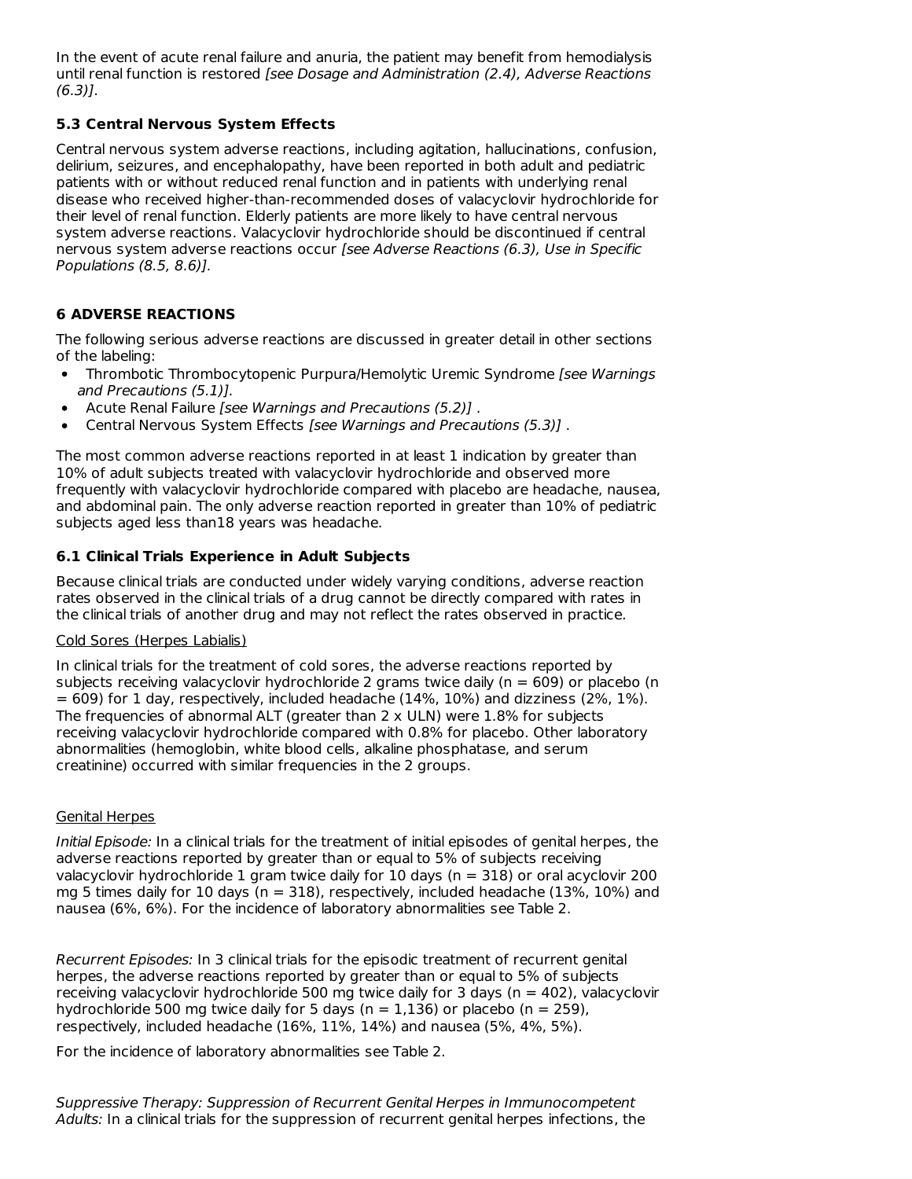In the event of acute renal failure and anuria, the patient may benefit from hemodialysis until renal function is restored *[see Dosage and Administration (2.4), Adverse Reactions (6.3)]*.

### 5.3 Central Nervous System Effects

Central nervous system adverse reactions, including agitation, hallucinations, confusion, delirium, seizures, and encephalopathy, have been reported in both adult and pediatric patients with or without reduced renal function and in patients with underlying renal disease who received higher-than-recommended doses of valacyclovir hydrochloride for their level of renal function. Elderly patients are more likely to have central nervous system adverse reactions. Valacyclovir hydrochloride should be discontinued if central nervous system adverse reactions occur *[see Adverse Reactions (6.3), Use in Specific Populations (8.5, 8.6)].*

## 6 ADVERSE REACTIONS

The following serious adverse reactions are discussed in greater detail in other sections of the labeling:

- Thrombotic Thrombocytopenic Purpura/Hemolytic Uremic Syndrome *[see Warnings and Precautions (5.1)].*
- Acute Renal Failure *[see Warnings and Precautions (5.2)]* .
- Central Nervous System Effects *[see Warnings and Precautions (5.3)]* .

The most common adverse reactions reported in at least 1 indication by greater than 10% of adult subjects treated with valacyclovir hydrochloride and observed more frequently with valacyclovir hydrochloride compared with placebo are headache, nausea, and abdominal pain. The only adverse reaction reported in greater than 10% of pediatric subjects aged less than18 years was headache.

### 6.1 Clinical Trials Experience in Adult Subjects

Because clinical trials are conducted under widely varying conditions, adverse reaction rates observed in the clinical trials of a drug cannot be directly compared with rates in the clinical trials of another drug and may not reflect the rates observed in practice.

Cold Sores (Herpes Labialis)

In clinical trials for the treatment of cold sores, the adverse reactions reported by subjects receiving valacyclovir hydrochloride 2 grams twice daily (n = 609) or placebo (n = 609) for 1 day, respectively, included headache (14%, 10%) and dizziness (2%, 1%). The frequencies of abnormal ALT (greater than 2 x ULN) were 1.8% for subjects receiving valacyclovir hydrochloride compared with 0.8% for placebo. Other laboratory abnormalities (hemoglobin, white blood cells, alkaline phosphatase, and serum creatinine) occurred with similar frequencies in the 2 groups.

Genital Herpes

*Initial Episode:* In a clinical trials for the treatment of initial episodes of genital herpes, the adverse reactions reported by greater than or equal to 5% of subjects receiving valacyclovir hydrochloride 1 gram twice daily for 10 days (n = 318) or oral acyclovir 200 mg 5 times daily for 10 days (n = 318), respectively, included headache (13%, 10%) and nausea (6%, 6%). For the incidence of laboratory abnormalities see Table 2.

*Recurrent Episodes:* In 3 clinical trials for the episodic treatment of recurrent genital herpes, the adverse reactions reported by greater than or equal to 5% of subjects receiving valacyclovir hydrochloride 500 mg twice daily for 3 days (n = 402), valacyclovir hydrochloride 500 mg twice daily for 5 days (n = 1,136) or placebo (n = 259), respectively, included headache (16%, 11%, 14%) and nausea (5%, 4%, 5%).

For the incidence of laboratory abnormalities see Table 2.

*Suppressive Therapy: Suppression of Recurrent Genital Herpes in Immunocompetent Adults:* In a clinical trials for the suppression of recurrent genital herpes infections, the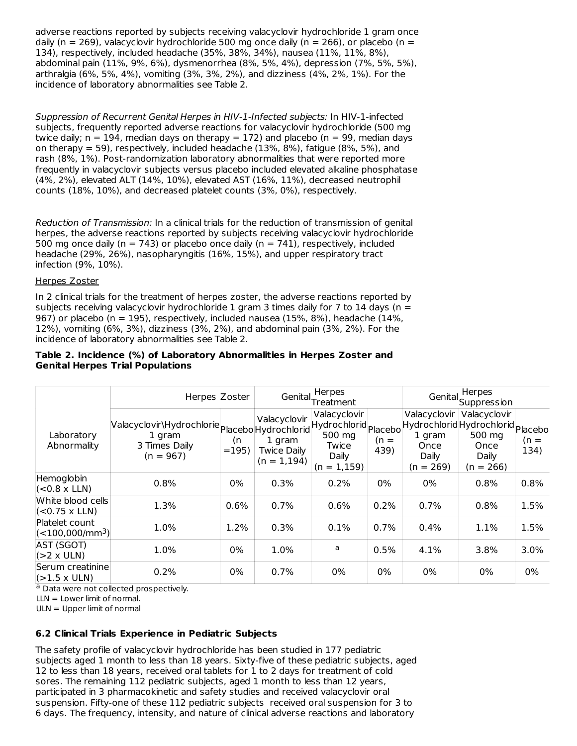adverse reactions reported by subjects receiving valacyclovir hydrochloride 1 gram once daily (n = 269), valacyclovir hydrochloride 500 mg once daily (n = 266), or placebo (n = 134), respectively, included headache (35%, 38%, 34%), nausea (11%, 11%, 8%), abdominal pain (11%, 9%, 6%), dysmenorrhea (8%, 5%, 4%), depression (7%, 5%, 5%), arthralgia (6%, 5%, 4%), vomiting (3%, 3%, 2%), and dizziness (4%, 2%, 1%). For the incidence of laboratory abnormalities see Table 2.

*Suppression of Recurrent Genital Herpes in HIV-1-Infected subjects:* In HIV-1-infected subjects, frequently reported adverse reactions for valacyclovir hydrochloride (500 mg twice daily; n = 194, median days on therapy = 172) and placebo (n = 99, median days on therapy = 59), respectively, included headache (13%, 8%), fatigue (8%, 5%), and rash (8%, 1%). Post-randomization laboratory abnormalities that were reported more frequently in valacyclovir subjects versus placebo included elevated alkaline phosphatase (4%, 2%), elevated ALT (14%, 10%), elevated AST (16%, 11%), decreased neutrophil counts (18%, 10%), and decreased platelet counts (3%, 0%), respectively.

*Reduction of Transmission:* In a clinical trials for the reduction of transmission of genital herpes, the adverse reactions reported by subjects receiving valacyclovir hydrochloride 500 mg once daily (n = 743) or placebo once daily (n = 741), respectively, included headache (29%, 26%), nasopharyngitis (16%, 15%), and upper respiratory tract infection (9%, 10%).

Herpes Zoster

In 2 clinical trials for the treatment of herpes zoster, the adverse reactions reported by subjects receiving valacyclovir hydrochloride 1 gram 3 times daily for 7 to 14 days (n = 967) or placebo (n = 195), respectively, included nausea (15%, 8%), headache (14%, 12%), vomiting (6%, 3%), dizziness (3%, 2%), and abdominal pain (3%, 2%). For the incidence of laboratory abnormalities see Table 2.

**Table 2. Incidence (%) of Laboratory Abnormalities in Herpes Zoster and Genital Herpes Trial Populations**

| Laboratory Abnormality | Herpes Zoster | | Genital Herpes Treatment | | | Genital Herpes Suppression | | |
|---|---|---|---|---|---|---|---|---|
| | Valacyclovir\Hydrochlorie 1 gram 3 Times Daily (n = 967) | Placebo (n =195) | Valacyclovir Hydrochlorid 1 gram Twice Daily (n = 1,194) | Valacyclovir Hydrochlorid 500 mg Twice Daily (n = 1,159) | Placebo (n = 439) | Valacyclovir Hydrochlorid 1 gram Once Daily (n = 269) | Valacyclovir Hydrochlorid 500 mg Once Daily (n = 266) | Placebo (n = 134) |
| Hemoglobin (<0.8 x LLN) | 0.8% | 0% | 0.3% | 0.2% | 0% | 0% | 0.8% | 0.8% |
| White blood cells (<0.75 x LLN) | 1.3% | 0.6% | 0.7% | 0.6% | 0.2% | 0.7% | 0.8% | 1.5% |
| Platelet count (<100,000/mm$^3$) | 1.0% | 1.2% | 0.3% | 0.1% | 0.7% | 0.4% | 1.1% | 1.5% |
| AST (SGOT) (>2 x ULN) | 1.0% | 0% | 1.0% | [a] | 0.5% | 4.1% | 3.8% | 3.0% |
| Serum creatinine (>1.5 x ULN) | 0.2% | 0% | 0.7% | 0% | 0% | 0% | 0% | 0% |

[a] Data were not collected prospectively.

LLN = Lower limit of normal.

ULN = Upper limit of normal

### 6.2 Clinical Trials Experience in Pediatric Subjects

The safety profile of valacyclovir hydrochloride has been studied in 177 pediatric subjects aged 1 month to less than 18 years. Sixty-five of these pediatric subjects, aged 12 to less than 18 years, received oral tablets for 1 to 2 days for treatment of cold sores. The remaining 112 pediatric subjects, aged 1 month to less than 12 years, participated in 3 pharmacokinetic and safety studies and received valacyclovir oral suspension. Fifty-one of these 112 pediatric subjects received oral suspension for 3 to 6 days. The frequency, intensity, and nature of clinical adverse reactions and laboratory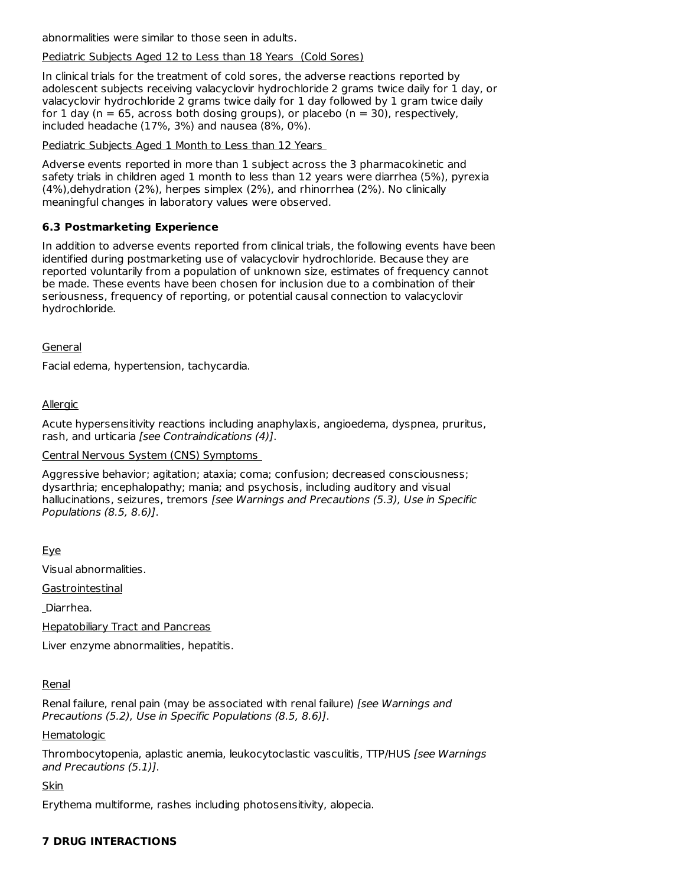abnormalities were similar to those seen in adults.

Pediatric Subjects Aged 12 to Less than 18 Years (Cold Sores)

In clinical trials for the treatment of cold sores, the adverse reactions reported by adolescent subjects receiving valacyclovir hydrochloride 2 grams twice daily for 1 day, or valacyclovir hydrochloride 2 grams twice daily for 1 day followed by 1 gram twice daily for 1 day (n = 65, across both dosing groups), or placebo (n = 30), respectively, included headache (17%, 3%) and nausea (8%, 0%).

Pediatric Subjects Aged 1 Month to Less than 12 Years

Adverse events reported in more than 1 subject across the 3 pharmacokinetic and safety trials in children aged 1 month to less than 12 years were diarrhea (5%), pyrexia (4%),dehydration (2%), herpes simplex (2%), and rhinorrhea (2%). No clinically meaningful changes in laboratory values were observed.

### 6.3 Postmarketing Experience

In addition to adverse events reported from clinical trials, the following events have been identified during postmarketing use of valacyclovir hydrochloride. Because they are reported voluntarily from a population of unknown size, estimates of frequency cannot be made. These events have been chosen for inclusion due to a combination of their seriousness, frequency of reporting, or potential causal connection to valacyclovir hydrochloride.

General

Facial edema, hypertension, tachycardia.

Allergic

Acute hypersensitivity reactions including anaphylaxis, angioedema, dyspnea, pruritus, rash, and urticaria *[see Contraindications (4)]*.

Central Nervous System (CNS) Symptoms

Aggressive behavior; agitation; ataxia; coma; confusion; decreased consciousness; dysarthria; encephalopathy; mania; and psychosis, including auditory and visual hallucinations, seizures, tremors *[see Warnings and Precautions (5.3), Use in Specific Populations (8.5, 8.6)]*.

Eye

Visual abnormalities.

Gastrointestinal

Diarrhea.

Hepatobiliary Tract and Pancreas

Liver enzyme abnormalities, hepatitis.

Renal

Renal failure, renal pain (may be associated with renal failure) *[see Warnings and Precautions (5.2), Use in Specific Populations (8.5, 8.6)]*.

Hematologic

Thrombocytopenia, aplastic anemia, leukocytoclastic vasculitis, TTP/HUS *[see Warnings and Precautions (5.1)]*.

Skin

Erythema multiforme, rashes including photosensitivity, alopecia.

## 7 DRUG INTERACTIONS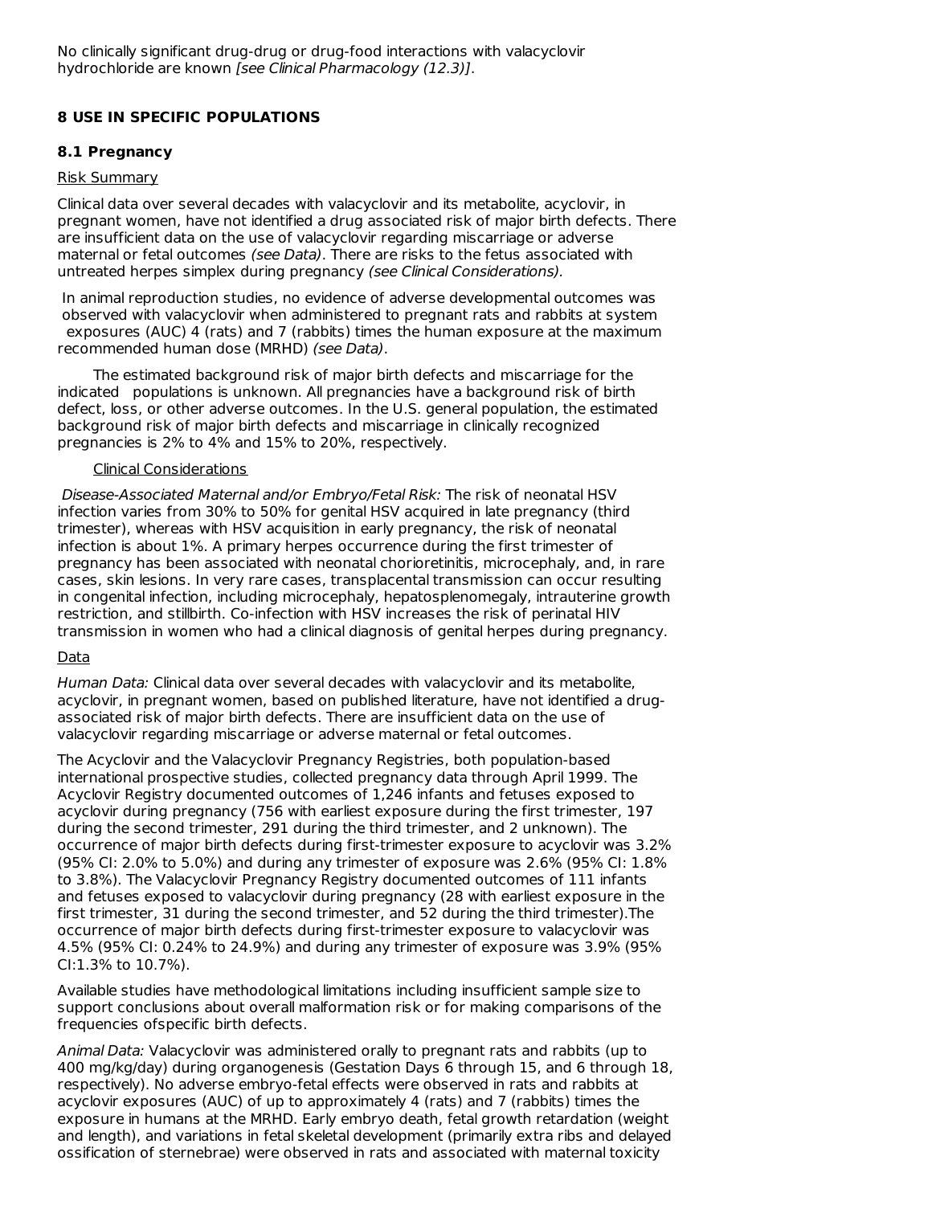No clinically significant drug-drug or drug-food interactions with valacyclovir hydrochloride are known *[see Clinical Pharmacology (12.3)]*.

## 8 USE IN SPECIFIC POPULATIONS

### 8.1 Pregnancy

Risk Summary

Clinical data over several decades with valacyclovir and its metabolite, acyclovir, in pregnant women, have not identified a drug associated risk of major birth defects. There are insufficient data on the use of valacyclovir regarding miscarriage or adverse maternal or fetal outcomes *(see Data)*. There are risks to the fetus associated with untreated herpes simplex during pregnancy *(see Clinical Considerations).*

In animal reproduction studies, no evidence of adverse developmental outcomes was observed with valacyclovir when administered to pregnant rats and rabbits at system exposures (AUC) 4 (rats) and 7 (rabbits) times the human exposure at the maximum recommended human dose (MRHD) *(see Data)*.

The estimated background risk of major birth defects and miscarriage for the indicated populations is unknown. All pregnancies have a background risk of birth defect, loss, or other adverse outcomes. In the U.S. general population, the estimated background risk of major birth defects and miscarriage in clinically recognized pregnancies is 2% to 4% and 15% to 20%, respectively.

Clinical Considerations

*Disease-Associated Maternal and/or Embryo/Fetal Risk:* The risk of neonatal HSV infection varies from 30% to 50% for genital HSV acquired in late pregnancy (third trimester), whereas with HSV acquisition in early pregnancy, the risk of neonatal infection is about 1%. A primary herpes occurrence during the first trimester of pregnancy has been associated with neonatal chorioretinitis, microcephaly, and, in rare cases, skin lesions. In very rare cases, transplacental transmission can occur resulting in congenital infection, including microcephaly, hepatosplenomegaly, intrauterine growth restriction, and stillbirth. Co-infection with HSV increases the risk of perinatal HIV transmission in women who had a clinical diagnosis of genital herpes during pregnancy.

Data

*Human Data:* Clinical data over several decades with valacyclovir and its metabolite, acyclovir, in pregnant women, based on published literature, have not identified a drug-associated risk of major birth defects. There are insufficient data on the use of valacyclovir regarding miscarriage or adverse maternal or fetal outcomes.

The Acyclovir and the Valacyclovir Pregnancy Registries, both population-based international prospective studies, collected pregnancy data through April 1999. The Acyclovir Registry documented outcomes of 1,246 infants and fetuses exposed to acyclovir during pregnancy (756 with earliest exposure during the first trimester, 197 during the second trimester, 291 during the third trimester, and 2 unknown). The occurrence of major birth defects during first-trimester exposure to acyclovir was 3.2% (95% CI: 2.0% to 5.0%) and during any trimester of exposure was 2.6% (95% CI: 1.8% to 3.8%). The Valacyclovir Pregnancy Registry documented outcomes of 111 infants and fetuses exposed to valacyclovir during pregnancy (28 with earliest exposure in the first trimester, 31 during the second trimester, and 52 during the third trimester).The occurrence of major birth defects during first-trimester exposure to valacyclovir was 4.5% (95% CI: 0.24% to 24.9%) and during any trimester of exposure was 3.9% (95% CI:1.3% to 10.7%).

Available studies have methodological limitations including insufficient sample size to support conclusions about overall malformation risk or for making comparisons of the frequencies ofspecific birth defects.

*Animal Data:* Valacyclovir was administered orally to pregnant rats and rabbits (up to 400 mg/kg/day) during organogenesis (Gestation Days 6 through 15, and 6 through 18, respectively). No adverse embryo-fetal effects were observed in rats and rabbits at acyclovir exposures (AUC) of up to approximately 4 (rats) and 7 (rabbits) times the exposure in humans at the MRHD. Early embryo death, fetal growth retardation (weight and length), and variations in fetal skeletal development (primarily extra ribs and delayed ossification of sternebrae) were observed in rats and associated with maternal toxicity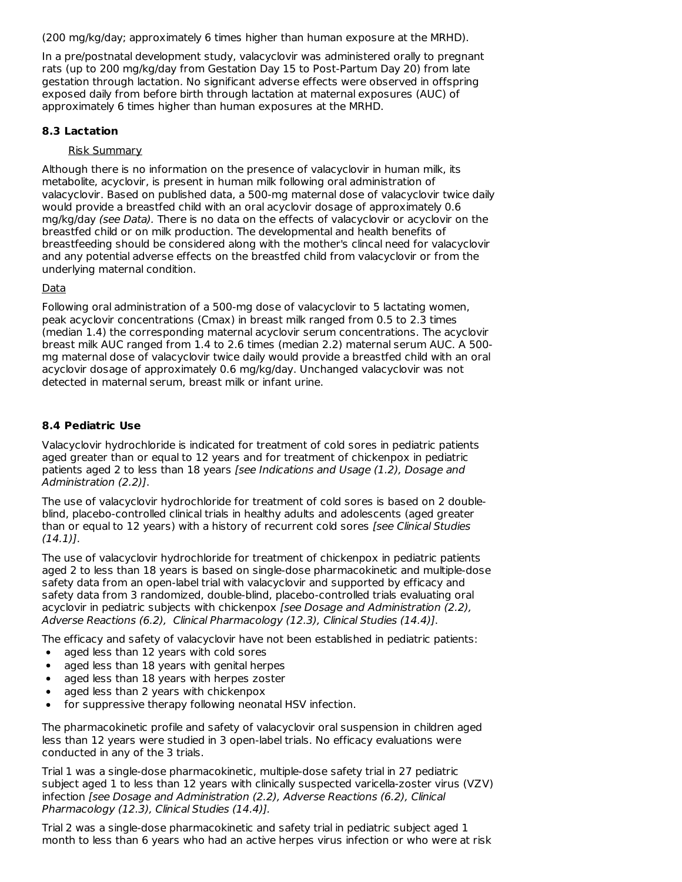(200 mg/kg/day; approximately 6 times higher than human exposure at the MRHD).

In a pre/postnatal development study, valacyclovir was administered orally to pregnant rats (up to 200 mg/kg/day from Gestation Day 15 to Post-Partum Day 20) from late gestation through lactation. No significant adverse effects were observed in offspring exposed daily from before birth through lactation at maternal exposures (AUC) of approximately 6 times higher than human exposures at the MRHD.

### 8.3 Lactation

Risk Summary

Although there is no information on the presence of valacyclovir in human milk, its metabolite, acyclovir, is present in human milk following oral administration of valacyclovir. Based on published data, a 500-mg maternal dose of valacyclovir twice daily would provide a breastfed child with an oral acyclovir dosage of approximately 0.6 mg/kg/day *(see Data)*. There is no data on the effects of valacyclovir or acyclovir on the breastfed child or on milk production. The developmental and health benefits of breastfeeding should be considered along with the mother's clincal need for valacyclovir and any potential adverse effects on the breastfed child from valacyclovir or from the underlying maternal condition.

Data

Following oral administration of a 500-mg dose of valacyclovir to 5 lactating women, peak acyclovir concentrations (Cmax) in breast milk ranged from 0.5 to 2.3 times (median 1.4) the corresponding maternal acyclovir serum concentrations. The acyclovir breast milk AUC ranged from 1.4 to 2.6 times (median 2.2) maternal serum AUC. A 500-mg maternal dose of valacyclovir twice daily would provide a breastfed child with an oral acyclovir dosage of approximately 0.6 mg/kg/day. Unchanged valacyclovir was not detected in maternal serum, breast milk or infant urine.

### 8.4 Pediatric Use

Valacyclovir hydrochloride is indicated for treatment of cold sores in pediatric patients aged greater than or equal to 12 years and for treatment of chickenpox in pediatric patients aged 2 to less than 18 years *[see Indications and Usage (1.2), Dosage and Administration (2.2)]*.

The use of valacyclovir hydrochloride for treatment of cold sores is based on 2 double-blind, placebo-controlled clinical trials in healthy adults and adolescents (aged greater than or equal to 12 years) with a history of recurrent cold sores *[see Clinical Studies (14.1)]*.

The use of valacyclovir hydrochloride for treatment of chickenpox in pediatric patients aged 2 to less than 18 years is based on single-dose pharmacokinetic and multiple-dose safety data from an open-label trial with valacyclovir and supported by efficacy and safety data from 3 randomized, double-blind, placebo-controlled trials evaluating oral acyclovir in pediatric subjects with chickenpox *[see Dosage and Administration (2.2), Adverse Reactions (6.2), Clinical Pharmacology (12.3), Clinical Studies (14.4)]*.

The efficacy and safety of valacyclovir have not been established in pediatric patients:

- aged less than 12 years with cold sores
- aged less than 18 years with genital herpes
- aged less than 18 years with herpes zoster
- aged less than 2 years with chickenpox
- for suppressive therapy following neonatal HSV infection.

The pharmacokinetic profile and safety of valacyclovir oral suspension in children aged less than 12 years were studied in 3 open-label trials. No efficacy evaluations were conducted in any of the 3 trials.

Trial 1 was a single-dose pharmacokinetic, multiple-dose safety trial in 27 pediatric subject aged 1 to less than 12 years with clinically suspected varicella-zoster virus (VZV) infection *[see Dosage and Administration (2.2), Adverse Reactions (6.2), Clinical Pharmacology (12.3), Clinical Studies (14.4)]*.

Trial 2 was a single-dose pharmacokinetic and safety trial in pediatric subject aged 1 month to less than 6 years who had an active herpes virus infection or who were at risk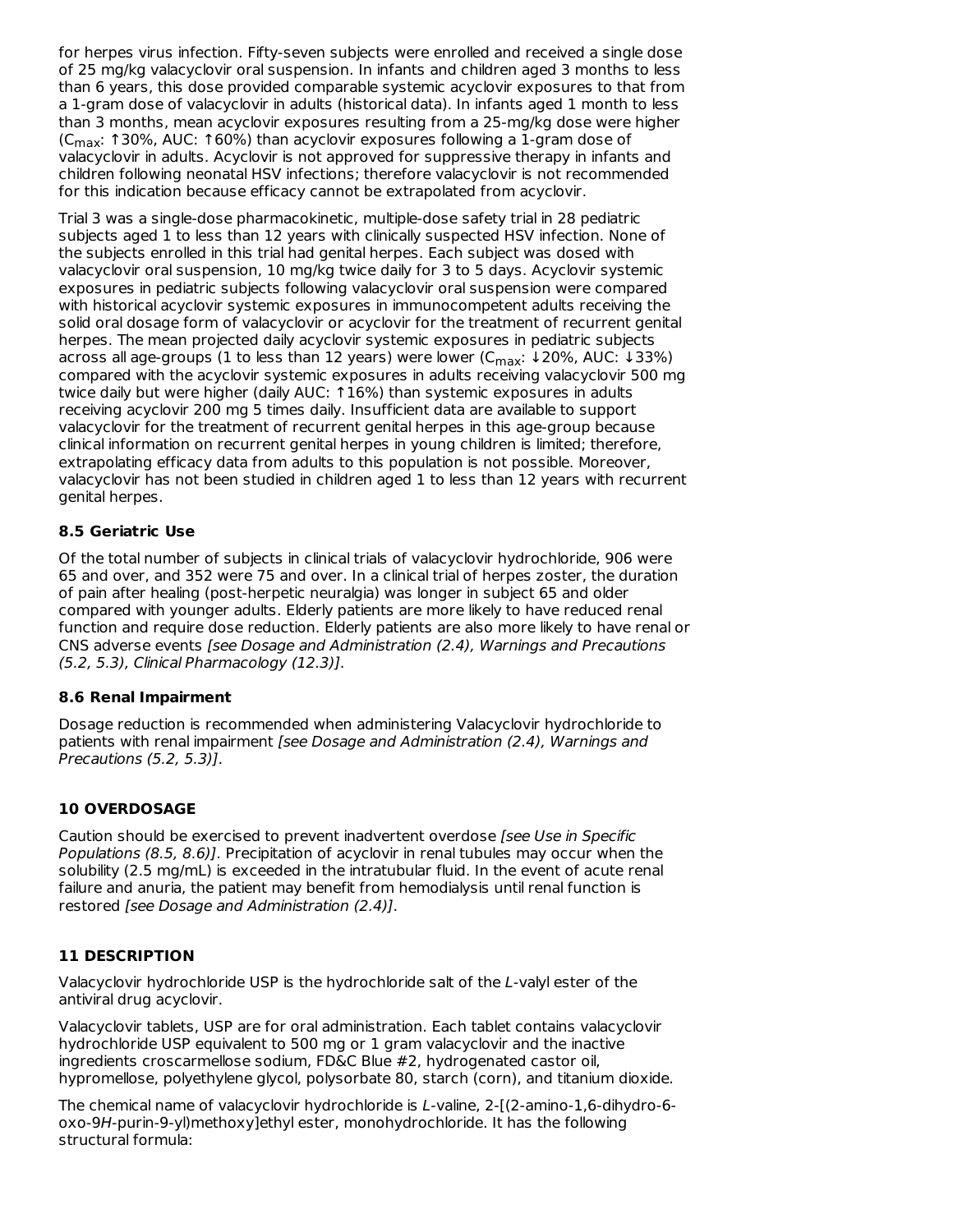for herpes virus infection. Fifty-seven subjects were enrolled and received a single dose of 25 mg/kg valacyclovir oral suspension. In infants and children aged 3 months to less than 6 years, this dose provided comparable systemic acyclovir exposures to that from a 1-gram dose of valacyclovir in adults (historical data). In infants aged 1 month to less than 3 months, mean acyclovir exposures resulting from a 25-mg/kg dose were higher ($C_{max}$: ↑30%, AUC: ↑60%) than acyclovir exposures following a 1-gram dose of valacyclovir in adults. Acyclovir is not approved for suppressive therapy in infants and children following neonatal HSV infections; therefore valacyclovir is not recommended for this indication because efficacy cannot be extrapolated from acyclovir.

Trial 3 was a single-dose pharmacokinetic, multiple-dose safety trial in 28 pediatric subjects aged 1 to less than 12 years with clinically suspected HSV infection. None of the subjects enrolled in this trial had genital herpes. Each subject was dosed with valacyclovir oral suspension, 10 mg/kg twice daily for 3 to 5 days. Acyclovir systemic exposures in pediatric subjects following valacyclovir oral suspension were compared with historical acyclovir systemic exposures in immunocompetent adults receiving the solid oral dosage form of valacyclovir or acyclovir for the treatment of recurrent genital herpes. The mean projected daily acyclovir systemic exposures in pediatric subjects across all age-groups (1 to less than 12 years) were lower ($C_{max}$: ↓20%, AUC: ↓33%) compared with the acyclovir systemic exposures in adults receiving valacyclovir 500 mg twice daily but were higher (daily AUC: ↑16%) than systemic exposures in adults receiving acyclovir 200 mg 5 times daily. Insufficient data are available to support valacyclovir for the treatment of recurrent genital herpes in this age-group because clinical information on recurrent genital herpes in young children is limited; therefore, extrapolating efficacy data from adults to this population is not possible. Moreover, valacyclovir has not been studied in children aged 1 to less than 12 years with recurrent genital herpes.

### 8.5 Geriatric Use

Of the total number of subjects in clinical trials of valacyclovir hydrochloride, 906 were 65 and over, and 352 were 75 and over. In a clinical trial of herpes zoster, the duration of pain after healing (post-herpetic neuralgia) was longer in subject 65 and older compared with younger adults. Elderly patients are more likely to have reduced renal function and require dose reduction. Elderly patients are also more likely to have renal or CNS adverse events *[see Dosage and Administration (2.4), Warnings and Precautions (5.2, 5.3), Clinical Pharmacology (12.3)]*.

### 8.6 Renal Impairment

Dosage reduction is recommended when administering Valacyclovir hydrochloride to patients with renal impairment *[see Dosage and Administration (2.4), Warnings and Precautions (5.2, 5.3)]*.

## 10 OVERDOSAGE

Caution should be exercised to prevent inadvertent overdose *[see Use in Specific Populations (8.5, 8.6)]*. Precipitation of acyclovir in renal tubules may occur when the solubility (2.5 mg/mL) is exceeded in the intratubular fluid. In the event of acute renal failure and anuria, the patient may benefit from hemodialysis until renal function is restored *[see Dosage and Administration (2.4)]*.

## 11 DESCRIPTION

Valacyclovir hydrochloride USP is the hydrochloride salt of the *L*-valyl ester of the antiviral drug acyclovir.

Valacyclovir tablets, USP are for oral administration. Each tablet contains valacyclovir hydrochloride USP equivalent to 500 mg or 1 gram valacyclovir and the inactive ingredients croscarmellose sodium, FD&C Blue #2, hydrogenated castor oil, hypromellose, polyethylene glycol, polysorbate 80, starch (corn), and titanium dioxide.

The chemical name of valacyclovir hydrochloride is *L*-valine, 2-[(2-amino-1,6-dihydro-6-oxo-9*H*-purin-9-yl)methoxy]ethyl ester, monohydrochloride. It has the following structural formula: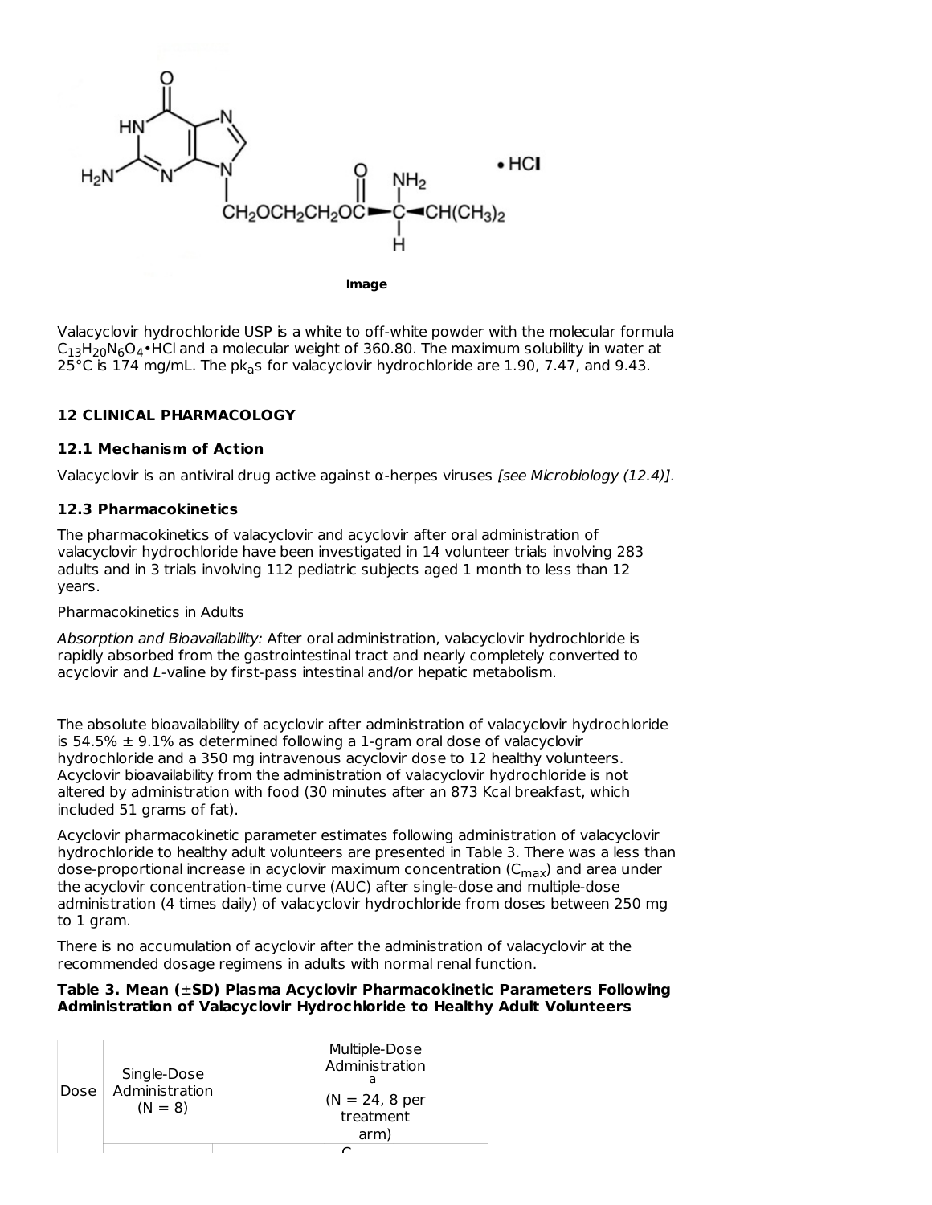Image

Valacyclovir hydrochloride USP is a white to off-white powder with the molecular formula $C_{13}H_{20}N_6O_4$•HCl and a molecular weight of 360.80. The maximum solubility in water at 25°C is 174 mg/mL. The pk$_a$s for valacyclovir hydrochloride are 1.90, 7.47, and 9.43.

## 12 CLINICAL PHARMACOLOGY

### 12.1 Mechanism of Action

Valacyclovir is an antiviral drug active against α-herpes viruses *[see Microbiology (12.4)].*

### 12.3 Pharmacokinetics

The pharmacokinetics of valacyclovir and acyclovir after oral administration of valacyclovir hydrochloride have been investigated in 14 volunteer trials involving 283 adults and in 3 trials involving 112 pediatric subjects aged 1 month to less than 12 years.

Pharmacokinetics in Adults

*Absorption and Bioavailability:* After oral administration, valacyclovir hydrochloride is rapidly absorbed from the gastrointestinal tract and nearly completely converted to acyclovir and *L*-valine by first-pass intestinal and/or hepatic metabolism.

The absolute bioavailability of acyclovir after administration of valacyclovir hydrochloride is 54.5% ± 9.1% as determined following a 1-gram oral dose of valacyclovir hydrochloride and a 350 mg intravenous acyclovir dose to 12 healthy volunteers. Acyclovir bioavailability from the administration of valacyclovir hydrochloride is not altered by administration with food (30 minutes after an 873 Kcal breakfast, which included 51 grams of fat).

Acyclovir pharmacokinetic parameter estimates following administration of valacyclovir hydrochloride to healthy adult volunteers are presented in Table 3. There was a less than dose-proportional increase in acyclovir maximum concentration ($C_{max}$) and area under the acyclovir concentration-time curve (AUC) after single-dose and multiple-dose administration (4 times daily) of valacyclovir hydrochloride from doses between 250 mg to 1 gram.

There is no accumulation of acyclovir after the administration of valacyclovir at the recommended dosage regimens in adults with normal renal function.

**Table 3. Mean (±SD) Plasma Acyclovir Pharmacokinetic Parameters Following Administration of Valacyclovir Hydrochloride to Healthy Adult Volunteers**

| Dose | Single-Dose Administration (N = 8) | | Multiple-Dose Administration [a] (N = 24, 8 per treatment arm) | |
|---|---|---|---|---|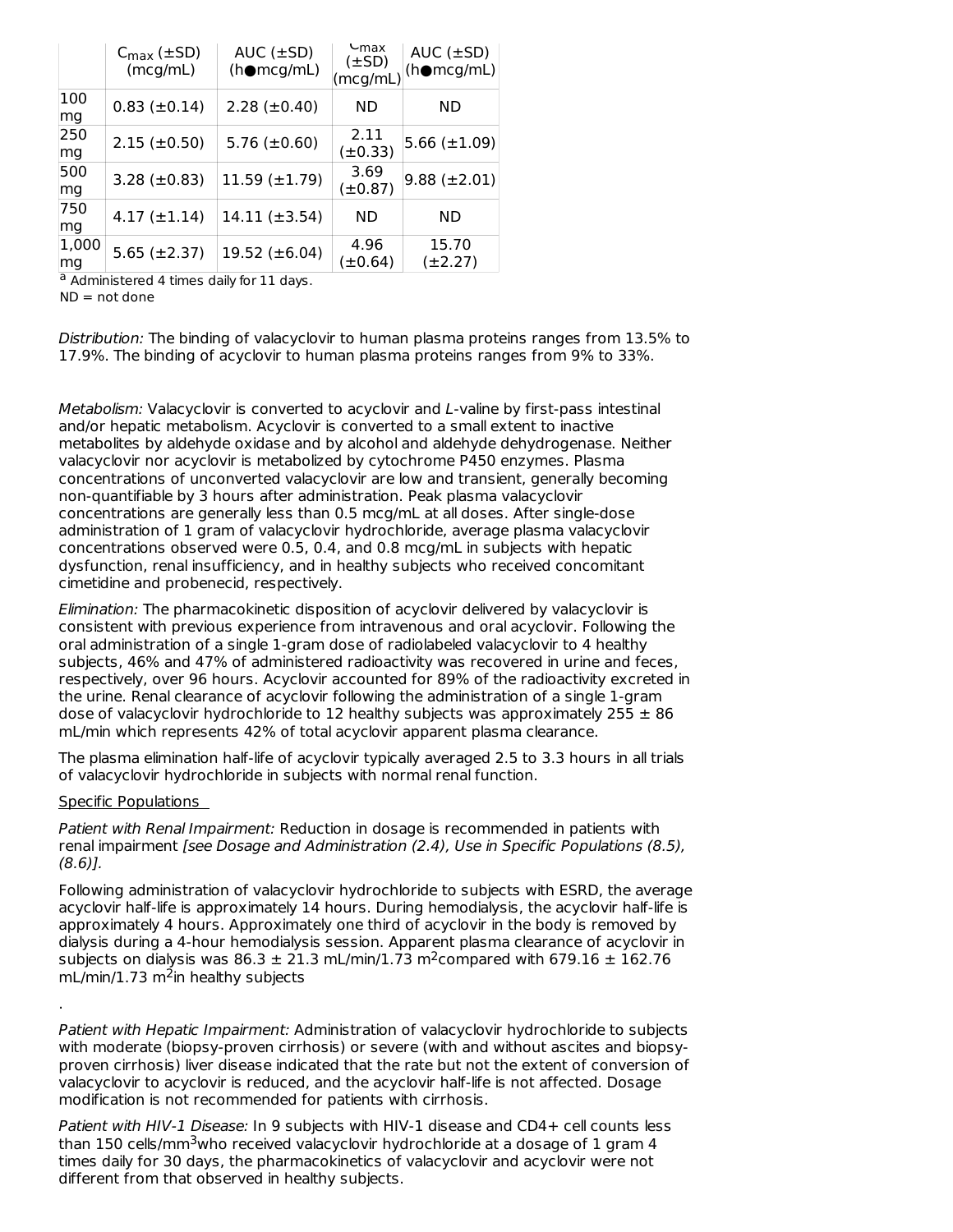| | $C_{max}$ (±SD) (mcg/mL) | AUC (±SD) (h●mcg/mL) | $C_{max}$ (±SD) (mcg/mL) | AUC (±SD) (h●mcg/mL) |
|---|---|---|---|---|
| 100 mg | 0.83 (±0.14) | 2.28 (±0.40) | ND | ND |
| 250 mg | 2.15 (±0.50) | 5.76 (±0.60) | 2.11 (±0.33) | 5.66 (±1.09) |
| 500 mg | 3.28 (±0.83) | 11.59 (±1.79) | 3.69 (±0.87) | 9.88 (±2.01) |
| 750 mg | 4.17 (±1.14) | 14.11 (±3.54) | ND | ND |
| 1,000 mg | 5.65 (±2.37) | 19.52 (±6.04) | 4.96 (±0.64) | 15.70 (±2.27) |

[a] Administered 4 times daily for 11 days.
ND = not done

*Distribution:* The binding of valacyclovir to human plasma proteins ranges from 13.5% to 17.9%. The binding of acyclovir to human plasma proteins ranges from 9% to 33%.

*Metabolism:* Valacyclovir is converted to acyclovir and *L*-valine by first-pass intestinal and/or hepatic metabolism. Acyclovir is converted to a small extent to inactive metabolites by aldehyde oxidase and by alcohol and aldehyde dehydrogenase. Neither valacyclovir nor acyclovir is metabolized by cytochrome P450 enzymes. Plasma concentrations of unconverted valacyclovir are low and transient, generally becoming non-quantifiable by 3 hours after administration. Peak plasma valacyclovir concentrations are generally less than 0.5 mcg/mL at all doses. After single-dose administration of 1 gram of valacyclovir hydrochloride, average plasma valacyclovir concentrations observed were 0.5, 0.4, and 0.8 mcg/mL in subjects with hepatic dysfunction, renal insufficiency, and in healthy subjects who received concomitant cimetidine and probenecid, respectively.

*Elimination:* The pharmacokinetic disposition of acyclovir delivered by valacyclovir is consistent with previous experience from intravenous and oral acyclovir. Following the oral administration of a single 1-gram dose of radiolabeled valacyclovir to 4 healthy subjects, 46% and 47% of administered radioactivity was recovered in urine and feces, respectively, over 96 hours. Acyclovir accounted for 89% of the radioactivity excreted in the urine. Renal clearance of acyclovir following the administration of a single 1-gram dose of valacyclovir hydrochloride to 12 healthy subjects was approximately 255 ± 86 mL/min which represents 42% of total acyclovir apparent plasma clearance.

The plasma elimination half-life of acyclovir typically averaged 2.5 to 3.3 hours in all trials of valacyclovir hydrochloride in subjects with normal renal function.

Specific Populations

*Patient with Renal Impairment:* Reduction in dosage is recommended in patients with renal impairment *[see Dosage and Administration (2.4), Use in Specific Populations (8.5), (8.6)].*

Following administration of valacyclovir hydrochloride to subjects with ESRD, the average acyclovir half-life is approximately 14 hours. During hemodialysis, the acyclovir half-life is approximately 4 hours. Approximately one third of acyclovir in the body is removed by dialysis during a 4-hour hemodialysis session. Apparent plasma clearance of acyclovir in subjects on dialysis was 86.3 ± 21.3 mL/min/1.73 $m^2$ compared with 679.16 ± 162.76 mL/min/1.73 $m^2$ in healthy subjects

.

*Patient with Hepatic Impairment:* Administration of valacyclovir hydrochloride to subjects with moderate (biopsy-proven cirrhosis) or severe (with and without ascites and biopsy-proven cirrhosis) liver disease indicated that the rate but not the extent of conversion of valacyclovir to acyclovir is reduced, and the acyclovir half-life is not affected. Dosage modification is not recommended for patients with cirrhosis.

*Patient with HIV-1 Disease:* In 9 subjects with HIV-1 disease and CD4+ cell counts less than 150 cells/$mm^3$ who received valacyclovir hydrochloride at a dosage of 1 gram 4 times daily for 30 days, the pharmacokinetics of valacyclovir and acyclovir were not different from that observed in healthy subjects.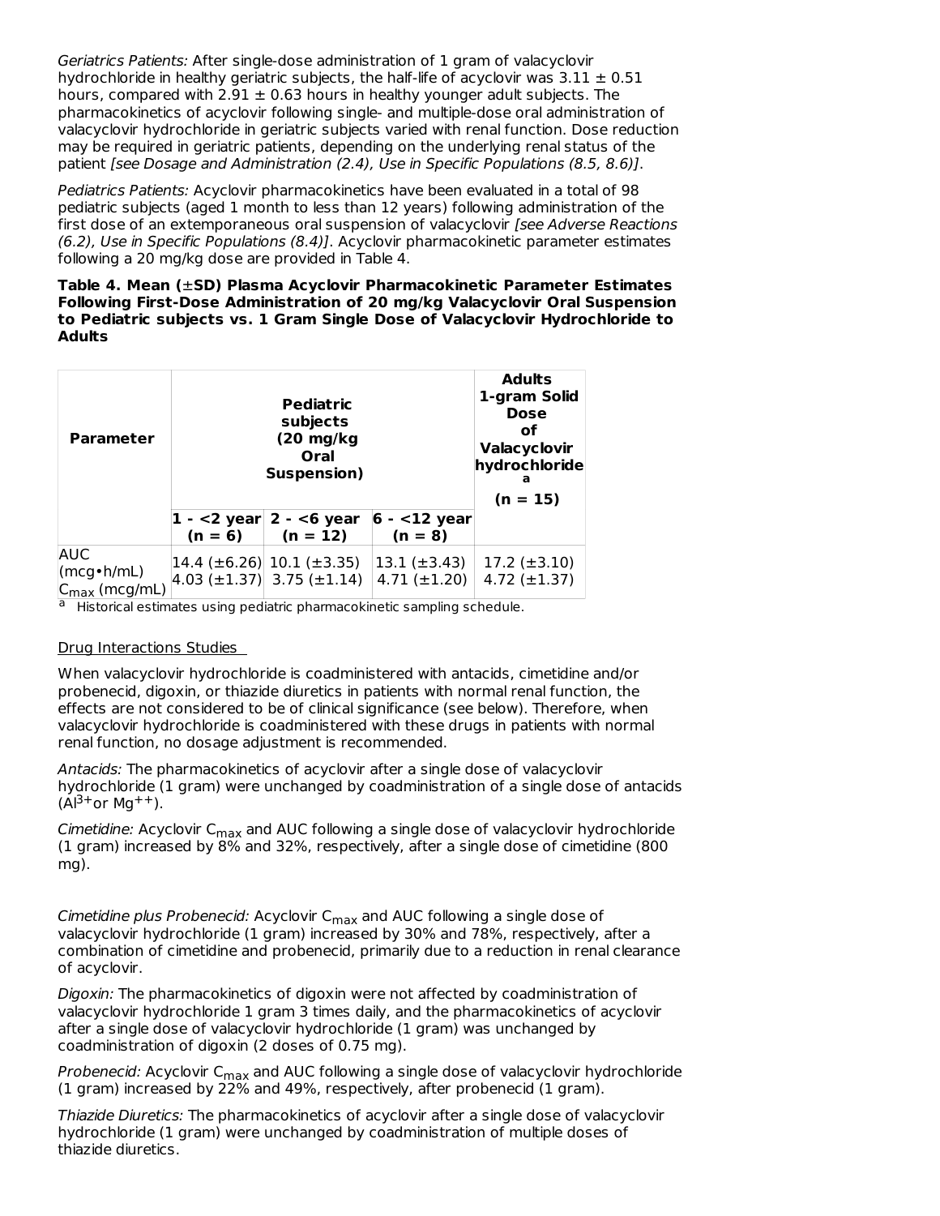*Geriatrics Patients:* After single-dose administration of 1 gram of valacyclovir hydrochloride in healthy geriatric subjects, the half-life of acyclovir was 3.11 ± 0.51 hours, compared with 2.91 ± 0.63 hours in healthy younger adult subjects. The pharmacokinetics of acyclovir following single- and multiple-dose oral administration of valacyclovir hydrochloride in geriatric subjects varied with renal function. Dose reduction may be required in geriatric patients, depending on the underlying renal status of the patient *[see Dosage and Administration (2.4), Use in Specific Populations (8.5, 8.6)]*.

*Pediatrics Patients:* Acyclovir pharmacokinetics have been evaluated in a total of 98 pediatric subjects (aged 1 month to less than 12 years) following administration of the first dose of an extemporaneous oral suspension of valacyclovir *[see Adverse Reactions (6.2), Use in Specific Populations (8.4)]*. Acyclovir pharmacokinetic parameter estimates following a 20 mg/kg dose are provided in Table 4.

**Table 4. Mean (±SD) Plasma Acyclovir Pharmacokinetic Parameter Estimates Following First-Dose Administration of 20 mg/kg Valacyclovir Oral Suspension to Pediatric subjects vs. 1 Gram Single Dose of Valacyclovir Hydrochloride to Adults**

| Parameter | Pediatric subjects (20 mg/kg Oral Suspension) | | | Adults 1-gram Solid Dose of Valacyclovir hydrochloride[a] (n = 15) |
|---|---|---|---|---|
| | 1 - <2 year (n = 6) | 2 - <6 year (n = 12) | 6 - <12 year (n = 8) | |
| AUC (mcg•h/mL) | 14.4 (±6.26) | 10.1 (±3.35) | 13.1 (±3.43) | 17.2 (±3.10) |
| $C_{max}$ (mcg/mL) | 4.03 (±1.37) | 3.75 (±1.14) | 4.71 (±1.20) | 4.72 (±1.37) |

[a] Historical estimates using pediatric pharmacokinetic sampling schedule.

Drug Interactions Studies

When valacyclovir hydrochloride is coadministered with antacids, cimetidine and/or probenecid, digoxin, or thiazide diuretics in patients with normal renal function, the effects are not considered to be of clinical significance (see below). Therefore, when valacyclovir hydrochloride is coadministered with these drugs in patients with normal renal function, no dosage adjustment is recommended.

*Antacids:* The pharmacokinetics of acyclovir after a single dose of valacyclovir hydrochloride (1 gram) were unchanged by coadministration of a single dose of antacids ($Al^{3+}$ or $Mg^{++}$).

*Cimetidine:* Acyclovir $C_{max}$ and AUC following a single dose of valacyclovir hydrochloride (1 gram) increased by 8% and 32%, respectively, after a single dose of cimetidine (800 mg).

*Cimetidine plus Probenecid:* Acyclovir $C_{max}$ and AUC following a single dose of valacyclovir hydrochloride (1 gram) increased by 30% and 78%, respectively, after a combination of cimetidine and probenecid, primarily due to a reduction in renal clearance of acyclovir.

*Digoxin:* The pharmacokinetics of digoxin were not affected by coadministration of valacyclovir hydrochloride 1 gram 3 times daily, and the pharmacokinetics of acyclovir after a single dose of valacyclovir hydrochloride (1 gram) was unchanged by coadministration of digoxin (2 doses of 0.75 mg).

*Probenecid:* Acyclovir $C_{max}$ and AUC following a single dose of valacyclovir hydrochloride (1 gram) increased by 22% and 49%, respectively, after probenecid (1 gram).

*Thiazide Diuretics:* The pharmacokinetics of acyclovir after a single dose of valacyclovir hydrochloride (1 gram) were unchanged by coadministration of multiple doses of thiazide diuretics.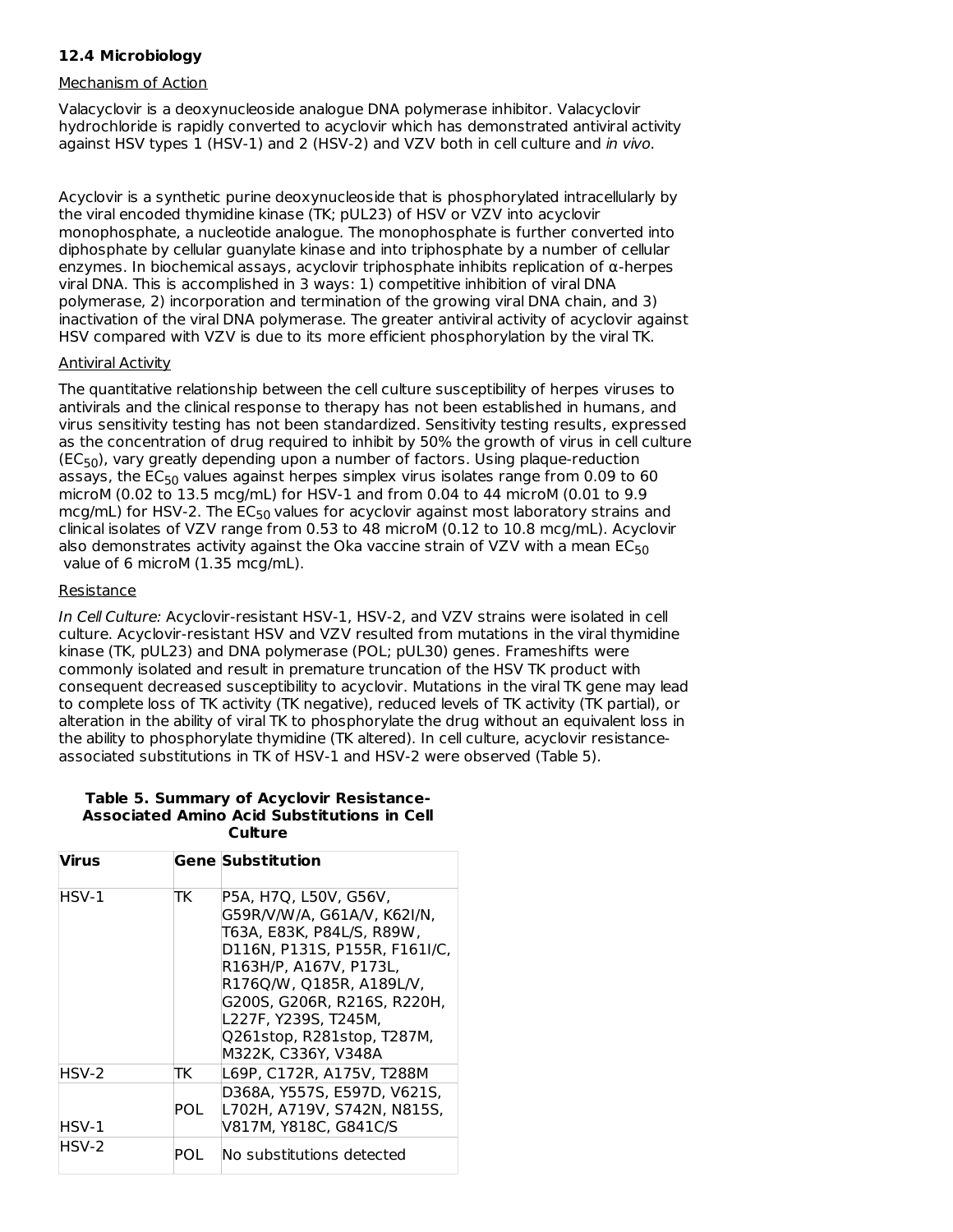### 12.4 Microbiology

Mechanism of Action

Valacyclovir is a deoxynucleoside analogue DNA polymerase inhibitor. Valacyclovir hydrochloride is rapidly converted to acyclovir which has demonstrated antiviral activity against HSV types 1 (HSV-1) and 2 (HSV-2) and VZV both in cell culture and *in vivo*.

Acyclovir is a synthetic purine deoxynucleoside that is phosphorylated intracellularly by the viral encoded thymidine kinase (TK; pUL23) of HSV or VZV into acyclovir monophosphate, a nucleotide analogue. The monophosphate is further converted into diphosphate by cellular guanylate kinase and into triphosphate by a number of cellular enzymes. In biochemical assays, acyclovir triphosphate inhibits replication of α-herpes viral DNA. This is accomplished in 3 ways: 1) competitive inhibition of viral DNA polymerase, 2) incorporation and termination of the growing viral DNA chain, and 3) inactivation of the viral DNA polymerase. The greater antiviral activity of acyclovir against HSV compared with VZV is due to its more efficient phosphorylation by the viral TK.

Antiviral Activity

The quantitative relationship between the cell culture susceptibility of herpes viruses to antivirals and the clinical response to therapy has not been established in humans, and virus sensitivity testing has not been standardized. Sensitivity testing results, expressed as the concentration of drug required to inhibit by 50% the growth of virus in cell culture ($EC_{50}$), vary greatly depending upon a number of factors. Using plaque-reduction assays, the $EC_{50}$ values against herpes simplex virus isolates range from 0.09 to 60 microM (0.02 to 13.5 mcg/mL) for HSV-1 and from 0.04 to 44 microM (0.01 to 9.9 mcg/mL) for HSV-2. The $EC_{50}$ values for acyclovir against most laboratory strains and clinical isolates of VZV range from 0.53 to 48 microM (0.12 to 10.8 mcg/mL). Acyclovir also demonstrates activity against the Oka vaccine strain of VZV with a mean $EC_{50}$ value of 6 microM (1.35 mcg/mL).

Resistance

*In Cell Culture:* Acyclovir-resistant HSV-1, HSV-2, and VZV strains were isolated in cell culture. Acyclovir-resistant HSV and VZV resulted from mutations in the viral thymidine kinase (TK, pUL23) and DNA polymerase (POL; pUL30) genes. Frameshifts were commonly isolated and result in premature truncation of the HSV TK product with consequent decreased susceptibility to acyclovir. Mutations in the viral TK gene may lead to complete loss of TK activity (TK negative), reduced levels of TK activity (TK partial), or alteration in the ability of viral TK to phosphorylate the drug without an equivalent loss in the ability to phosphorylate thymidine (TK altered). In cell culture, acyclovir resistance-associated substitutions in TK of HSV-1 and HSV-2 were observed (Table 5).

**Table 5. Summary of Acyclovir Resistance-Associated Amino Acid Substitutions in Cell Culture**

| Virus | Gene | Substitution |
|---|---|---|
| HSV-1 | TK | P5A, H7Q, L50V, G56V, G59R/V/W/A, G61A/V, K62I/N, T63A, E83K, P84L/S, R89W, D116N, P131S, P155R, F161I/C, R163H/P, A167V, P173L, R176Q/W, Q185R, A189L/V, G200S, G206R, R216S, R220H, L227F, Y239S, T245M, Q261stop, R281stop, T287M, M322K, C336Y, V348A |
| HSV-2 | TK | L69P, C172R, A175V, T288M |
| HSV-1 | POL | D368A, Y557S, E597D, V621S, L702H, A719V, S742N, N815S, V817M, Y818C, G841C/S |
| HSV-2 | POL | No substitutions detected |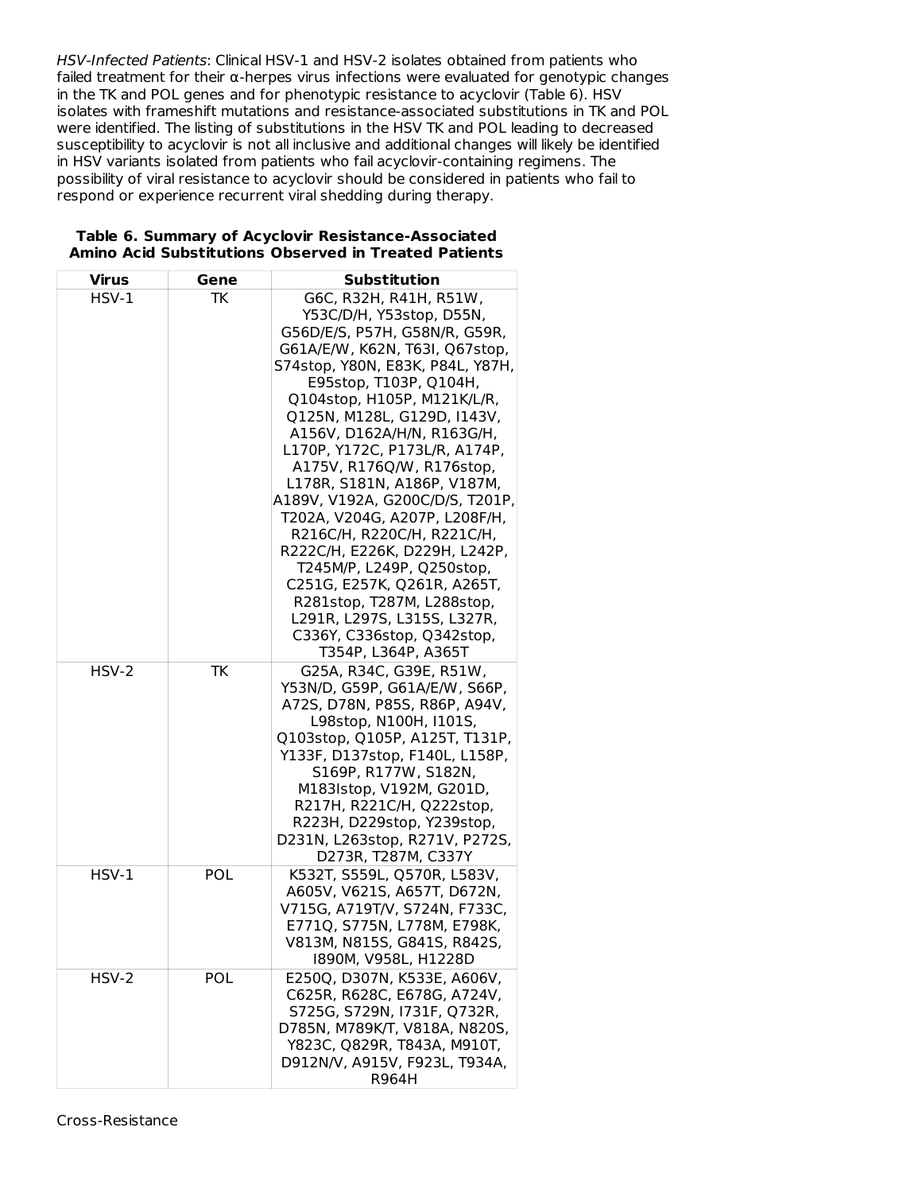*HSV-Infected Patients*: Clinical HSV-1 and HSV-2 isolates obtained from patients who failed treatment for their α-herpes virus infections were evaluated for genotypic changes in the TK and POL genes and for phenotypic resistance to acyclovir (Table 6). HSV isolates with frameshift mutations and resistance-associated substitutions in TK and POL were identified. The listing of substitutions in the HSV TK and POL leading to decreased susceptibility to acyclovir is not all inclusive and additional changes will likely be identified in HSV variants isolated from patients who fail acyclovir-containing regimens. The possibility of viral resistance to acyclovir should be considered in patients who fail to respond or experience recurrent viral shedding during therapy.

**Table 6. Summary of Acyclovir Resistance-Associated Amino Acid Substitutions Observed in Treated Patients**

| Virus | Gene | Substitution |
|---|---|---|
| HSV-1 | TK | G6C, R32H, R41H, R51W, Y53C/D/H, Y53stop, D55N, G56D/E/S, P57H, G58N/R, G59R, G61A/E/W, K62N, T63I, Q67stop, S74stop, Y80N, E83K, P84L, Y87H, E95stop, T103P, Q104H, Q104stop, H105P, M121K/L/R, Q125N, M128L, G129D, I143V, A156V, D162A/H/N, R163G/H, L170P, Y172C, P173L/R, A174P, A175V, R176Q/W, R176stop, L178R, S181N, A186P, V187M, A189V, V192A, G200C/D/S, T201P, T202A, V204G, A207P, L208F/H, R216C/H, R220C/H, R221C/H, R222C/H, E226K, D229H, L242P, T245M/P, L249P, Q250stop, C251G, E257K, Q261R, A265T, R281stop, T287M, L288stop, L291R, L297S, L315S, L327R, C336Y, C336stop, Q342stop, T354P, L364P, A365T |
| HSV-2 | TK | G25A, R34C, G39E, R51W, Y53N/D, G59P, G61A/E/W, S66P, A72S, D78N, P85S, R86P, A94V, L98stop, N100H, I101S, Q103stop, Q105P, A125T, T131P, Y133F, D137stop, F140L, L158P, S169P, R177W, S182N, M183Istop, V192M, G201D, R217H, R221C/H, Q222stop, R223H, D229stop, Y239stop, D231N, L263stop, R271V, P272S, D273R, T287M, C337Y |
| HSV-1 | POL | K532T, S559L, Q570R, L583V, A605V, V621S, A657T, D672N, V715G, A719T/V, S724N, F733C, E771Q, S775N, L778M, E798K, V813M, N815S, G841S, R842S, I890M, V958L, H1228D |
| HSV-2 | POL | E250Q, D307N, K533E, A606V, C625R, R628C, E678G, A724V, S725G, S729N, I731F, Q732R, D785N, M789K/T, V818A, N820S, Y823C, Q829R, T843A, M910T, D912N/V, A915V, F923L, T934A, R964H |

Cross-Resistance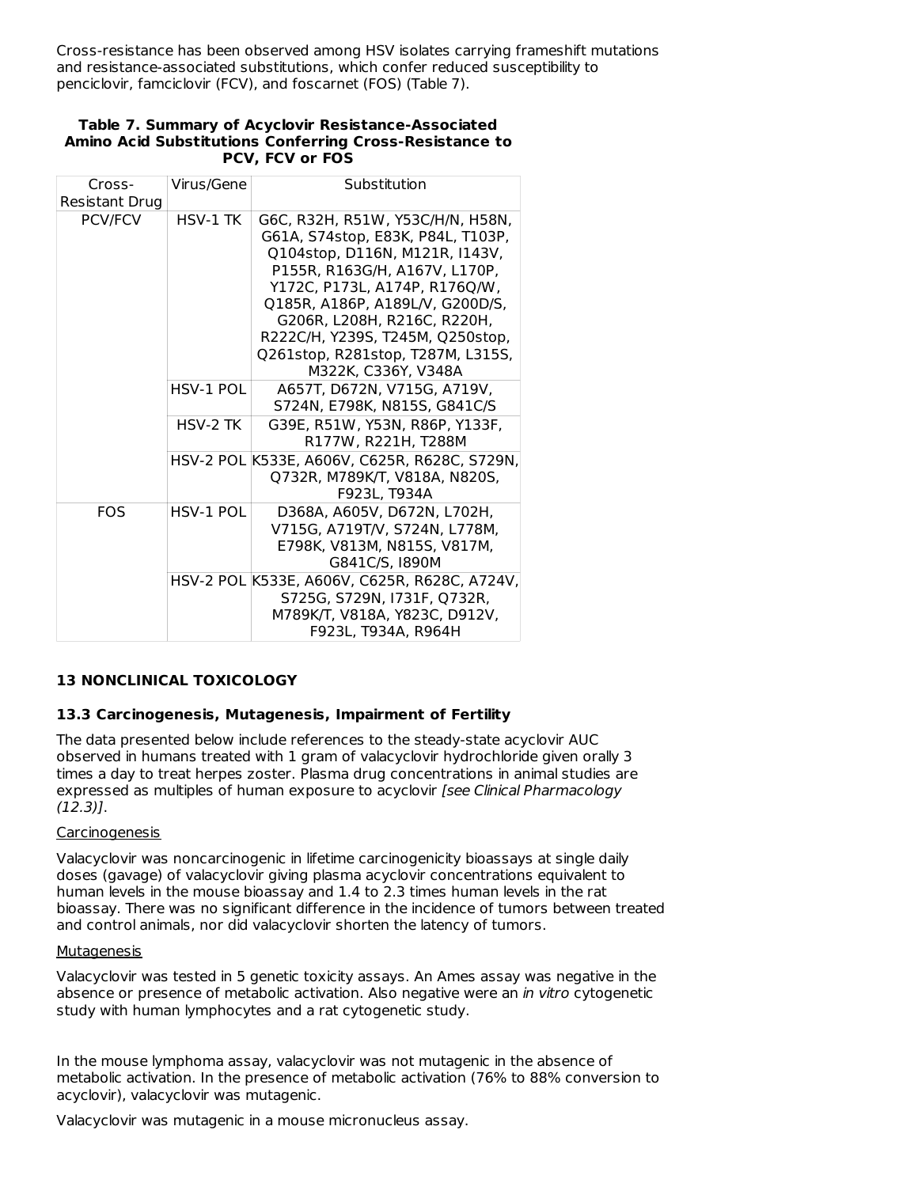Cross-resistance has been observed among HSV isolates carrying frameshift mutations and resistance-associated substitutions, which confer reduced susceptibility to penciclovir, famciclovir (FCV), and foscarnet (FOS) (Table 7).

**Table 7. Summary of Acyclovir Resistance-Associated Amino Acid Substitutions Conferring Cross-Resistance to PCV, FCV or FOS**

| Cross-Resistant Drug | Virus/Gene | Substitution |
|---|---|---|
| PCV/FCV | HSV-1 TK | G6C, R32H, R51W, Y53C/H/N, H58N, G61A, S74stop, E83K, P84L, T103P, Q104stop, D116N, M121R, I143V, P155R, R163G/H, A167V, L170P, Y172C, P173L, A174P, R176Q/W, Q185R, A186P, A189L/V, G200D/S, G206R, L208H, R216C, R220H, R222C/H, Y239S, T245M, Q250stop, Q261stop, R281stop, T287M, L315S, M322K, C336Y, V348A |
| | HSV-1 POL | A657T, D672N, V715G, A719V, S724N, E798K, N815S, G841C/S |
| | HSV-2 TK | G39E, R51W, Y53N, R86P, Y133F, R177W, R221H, T288M |
| | HSV-2 POL | K533E, A606V, C625R, R628C, S729N, Q732R, M789K/T, V818A, N820S, F923L, T934A |
| FOS | HSV-1 POL | D368A, A605V, D672N, L702H, V715G, A719T/V, S724N, L778M, E798K, V813M, N815S, V817M, G841C/S, I890M |
| | HSV-2 POL | K533E, A606V, C625R, R628C, A724V, S725G, S729N, I731F, Q732R, M789K/T, V818A, Y823C, D912V, F923L, T934A, R964H |

## 13 NONCLINICAL TOXICOLOGY

### 13.3 Carcinogenesis, Mutagenesis, Impairment of Fertility

The data presented below include references to the steady-state acyclovir AUC observed in humans treated with 1 gram of valacyclovir hydrochloride given orally 3 times a day to treat herpes zoster. Plasma drug concentrations in animal studies are expressed as multiples of human exposure to acyclovir *[see Clinical Pharmacology (12.3)]*.

Carcinogenesis

Valacyclovir was noncarcinogenic in lifetime carcinogenicity bioassays at single daily doses (gavage) of valacyclovir giving plasma acyclovir concentrations equivalent to human levels in the mouse bioassay and 1.4 to 2.3 times human levels in the rat bioassay. There was no significant difference in the incidence of tumors between treated and control animals, nor did valacyclovir shorten the latency of tumors.

Mutagenesis

Valacyclovir was tested in 5 genetic toxicity assays. An Ames assay was negative in the absence or presence of metabolic activation. Also negative were an *in vitro* cytogenetic study with human lymphocytes and a rat cytogenetic study.

In the mouse lymphoma assay, valacyclovir was not mutagenic in the absence of metabolic activation. In the presence of metabolic activation (76% to 88% conversion to acyclovir), valacyclovir was mutagenic.

Valacyclovir was mutagenic in a mouse micronucleus assay.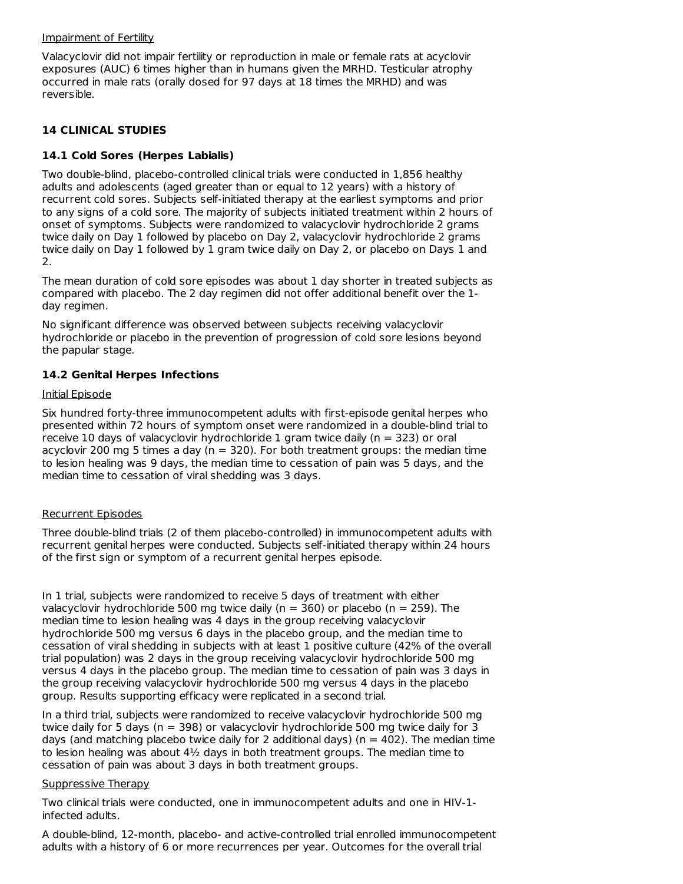Impairment of Fertility

Valacyclovir did not impair fertility or reproduction in male or female rats at acyclovir exposures (AUC) 6 times higher than in humans given the MRHD. Testicular atrophy occurred in male rats (orally dosed for 97 days at 18 times the MRHD) and was reversible.

## 14 CLINICAL STUDIES

### 14.1 Cold Sores (Herpes Labialis)

Two double-blind, placebo-controlled clinical trials were conducted in 1,856 healthy adults and adolescents (aged greater than or equal to 12 years) with a history of recurrent cold sores. Subjects self-initiated therapy at the earliest symptoms and prior to any signs of a cold sore. The majority of subjects initiated treatment within 2 hours of onset of symptoms. Subjects were randomized to valacyclovir hydrochloride 2 grams twice daily on Day 1 followed by placebo on Day 2, valacyclovir hydrochloride 2 grams twice daily on Day 1 followed by 1 gram twice daily on Day 2, or placebo on Days 1 and 2.

The mean duration of cold sore episodes was about 1 day shorter in treated subjects as compared with placebo. The 2 day regimen did not offer additional benefit over the 1-day regimen.

No significant difference was observed between subjects receiving valacyclovir hydrochloride or placebo in the prevention of progression of cold sore lesions beyond the papular stage.

### 14.2 Genital Herpes Infections

Initial Episode

Six hundred forty-three immunocompetent adults with first-episode genital herpes who presented within 72 hours of symptom onset were randomized in a double-blind trial to receive 10 days of valacyclovir hydrochloride 1 gram twice daily (n = 323) or oral acyclovir 200 mg 5 times a day (n = 320). For both treatment groups: the median time to lesion healing was 9 days, the median time to cessation of pain was 5 days, and the median time to cessation of viral shedding was 3 days.

Recurrent Episodes

Three double-blind trials (2 of them placebo-controlled) in immunocompetent adults with recurrent genital herpes were conducted. Subjects self-initiated therapy within 24 hours of the first sign or symptom of a recurrent genital herpes episode.

In 1 trial, subjects were randomized to receive 5 days of treatment with either valacyclovir hydrochloride 500 mg twice daily (n = 360) or placebo (n = 259). The median time to lesion healing was 4 days in the group receiving valacyclovir hydrochloride 500 mg versus 6 days in the placebo group, and the median time to cessation of viral shedding in subjects with at least 1 positive culture (42% of the overall trial population) was 2 days in the group receiving valacyclovir hydrochloride 500 mg versus 4 days in the placebo group. The median time to cessation of pain was 3 days in the group receiving valacyclovir hydrochloride 500 mg versus 4 days in the placebo group. Results supporting efficacy were replicated in a second trial.

In a third trial, subjects were randomized to receive valacyclovir hydrochloride 500 mg twice daily for 5 days (n = 398) or valacyclovir hydrochloride 500 mg twice daily for 3 days (and matching placebo twice daily for 2 additional days) (n = 402). The median time to lesion healing was about 4½ days in both treatment groups. The median time to cessation of pain was about 3 days in both treatment groups.

Suppressive Therapy

Two clinical trials were conducted, one in immunocompetent adults and one in HIV-1-infected adults.

A double-blind, 12-month, placebo- and active-controlled trial enrolled immunocompetent adults with a history of 6 or more recurrences per year. Outcomes for the overall trial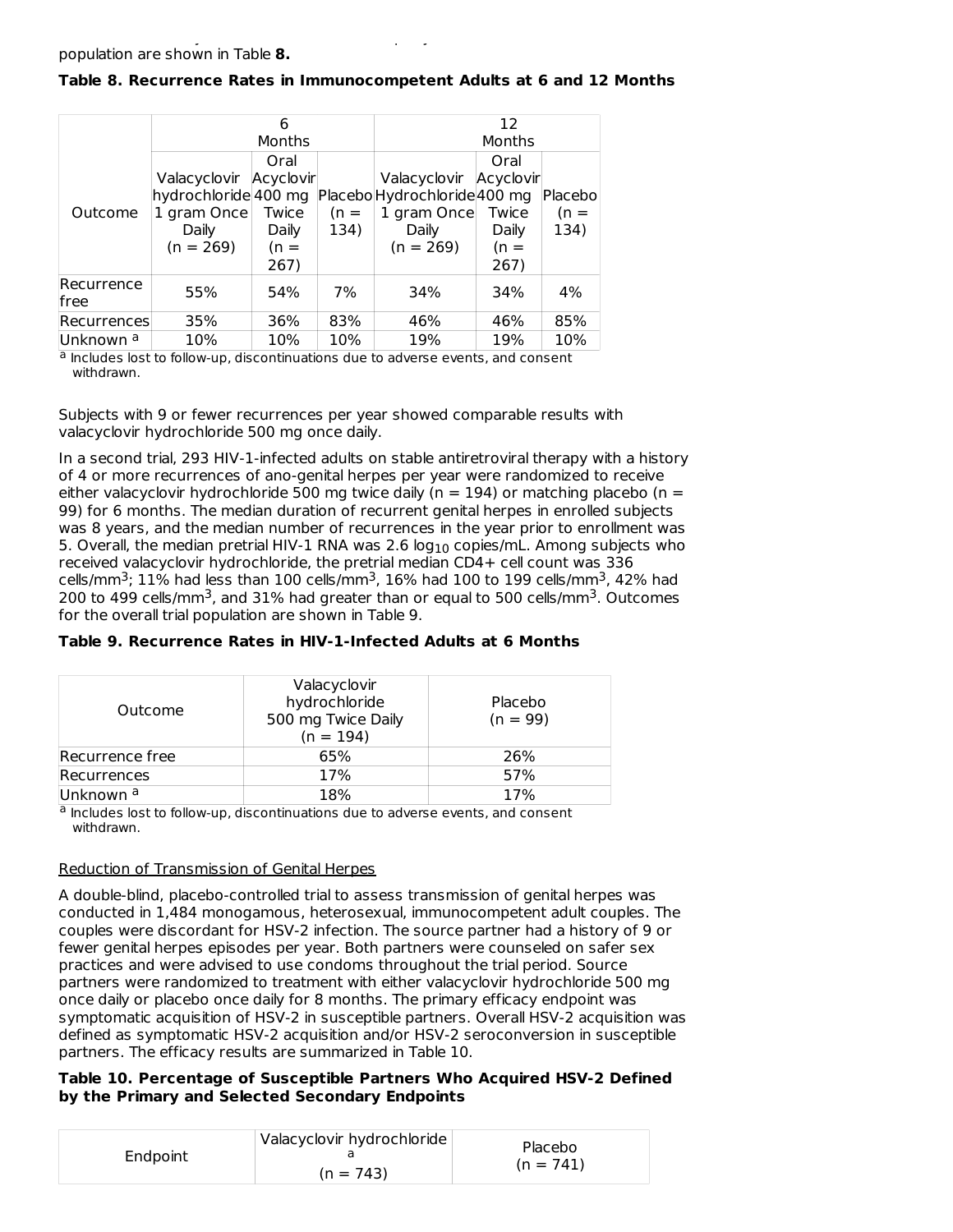population are shown in Table **8.**

**Table 8. Recurrence Rates in Immunocompetent Adults at 6 and 12 Months**

| Outcome | 6 Months | | | 12 Months | | |
|---|---|---|---|---|---|---|
| | Valacyclovir hydrochloride 1 gram Once Daily (n = 269) | Oral Acyclovir 400 mg Twice Daily (n = 267) | Placebo (n = 134) | Valacyclovir Hydrochloride 1 gram Once Daily (n = 269) | Oral Acyclovir 400 mg Twice Daily (n = 267) | Placebo (n = 134) |
| Recurrence free | 55% | 54% | 7% | 34% | 34% | 4% |
| Recurrences | 35% | 36% | 83% | 46% | 46% | 85% |
| Unknown [a] | 10% | 10% | 10% | 19% | 19% | 10% |

[a] Includes lost to follow-up, discontinuations due to adverse events, and consent withdrawn.

Subjects with 9 or fewer recurrences per year showed comparable results with valacyclovir hydrochloride 500 mg once daily.

In a second trial, 293 HIV-1-infected adults on stable antiretroviral therapy with a history of 4 or more recurrences of ano-genital herpes per year were randomized to receive either valacyclovir hydrochloride 500 mg twice daily (n = 194) or matching placebo (n = 99) for 6 months. The median duration of recurrent genital herpes in enrolled subjects was 8 years, and the median number of recurrences in the year prior to enrollment was 5. Overall, the median pretrial HIV-1 RNA was 2.6 $\log_{10}$ copies/mL. Among subjects who received valacyclovir hydrochloride, the pretrial median CD4+ cell count was 336 cells/$mm^3$; 11% had less than 100 cells/$mm^3$, 16% had 100 to 199 cells/$mm^3$, 42% had 200 to 499 cells/$mm^3$, and 31% had greater than or equal to 500 cells/$mm^3$. Outcomes for the overall trial population are shown in Table 9.

**Table 9. Recurrence Rates in HIV-1-Infected Adults at 6 Months**

| Outcome | Valacyclovir hydrochloride 500 mg Twice Daily (n = 194) | Placebo (n = 99) |
|---|---|---|
| Recurrence free | 65% | 26% |
| Recurrences | 17% | 57% |
| Unknown [a] | 18% | 17% |

[a] Includes lost to follow-up, discontinuations due to adverse events, and consent withdrawn.

Reduction of Transmission of Genital Herpes

A double-blind, placebo-controlled trial to assess transmission of genital herpes was conducted in 1,484 monogamous, heterosexual, immunocompetent adult couples. The couples were discordant for HSV-2 infection. The source partner had a history of 9 or fewer genital herpes episodes per year. Both partners were counseled on safer sex practices and were advised to use condoms throughout the trial period. Source partners were randomized to treatment with either valacyclovir hydrochloride 500 mg once daily or placebo once daily for 8 months. The primary efficacy endpoint was symptomatic acquisition of HSV-2 in susceptible partners. Overall HSV-2 acquisition was defined as symptomatic HSV-2 acquisition and/or HSV-2 seroconversion in susceptible partners. The efficacy results are summarized in Table 10.

**Table 10. Percentage of Susceptible Partners Who Acquired HSV-2 Defined by the Primary and Selected Secondary Endpoints**

| Endpoint | Valacyclovir hydrochloride [a] (n = 743) | Placebo (n = 741) |
|---|---|---|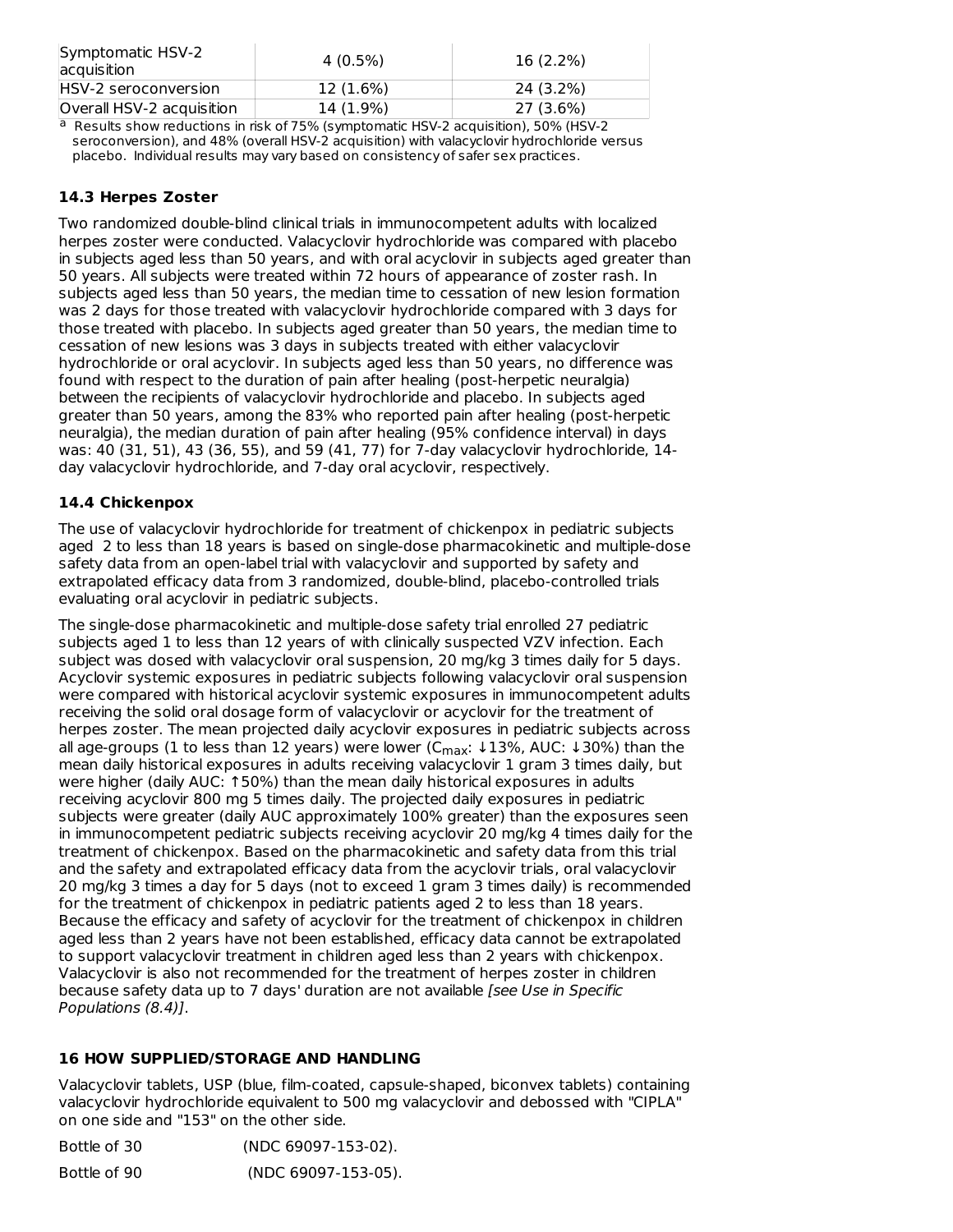| Symptomatic HSV-2 acquisition | 4 (0.5%) | 16 (2.2%) |
| --- | --- | --- |
| HSV-2 seroconversion | 12 (1.6%) | 24 (3.2%) |
| Overall HSV-2 acquisition | 14 (1.9%) | 27 (3.6%) |

[a] Results show reductions in risk of 75% (symptomatic HSV-2 acquisition), 50% (HSV-2 seroconversion), and 48% (overall HSV-2 acquisition) with valacyclovir hydrochloride versus placebo. Individual results may vary based on consistency of safer sex practices.

### 14.3 Herpes Zoster

Two randomized double-blind clinical trials in immunocompetent adults with localized herpes zoster were conducted. Valacyclovir hydrochloride was compared with placebo in subjects aged less than 50 years, and with oral acyclovir in subjects aged greater than 50 years. All subjects were treated within 72 hours of appearance of zoster rash. In subjects aged less than 50 years, the median time to cessation of new lesion formation was 2 days for those treated with valacyclovir hydrochloride compared with 3 days for those treated with placebo. In subjects aged greater than 50 years, the median time to cessation of new lesions was 3 days in subjects treated with either valacyclovir hydrochloride or oral acyclovir. In subjects aged less than 50 years, no difference was found with respect to the duration of pain after healing (post-herpetic neuralgia) between the recipients of valacyclovir hydrochloride and placebo. In subjects aged greater than 50 years, among the 83% who reported pain after healing (post-herpetic neuralgia), the median duration of pain after healing (95% confidence interval) in days was: 40 (31, 51), 43 (36, 55), and 59 (41, 77) for 7-day valacyclovir hydrochloride, 14-day valacyclovir hydrochloride, and 7-day oral acyclovir, respectively.

### 14.4 Chickenpox

The use of valacyclovir hydrochloride for treatment of chickenpox in pediatric subjects aged 2 to less than 18 years is based on single-dose pharmacokinetic and multiple-dose safety data from an open-label trial with valacyclovir and supported by safety and extrapolated efficacy data from 3 randomized, double-blind, placebo-controlled trials evaluating oral acyclovir in pediatric subjects.

The single-dose pharmacokinetic and multiple-dose safety trial enrolled 27 pediatric subjects aged 1 to less than 12 years of with clinically suspected VZV infection. Each subject was dosed with valacyclovir oral suspension, 20 mg/kg 3 times daily for 5 days. Acyclovir systemic exposures in pediatric subjects following valacyclovir oral suspension were compared with historical acyclovir systemic exposures in immunocompetent adults receiving the solid oral dosage form of valacyclovir or acyclovir for the treatment of herpes zoster. The mean projected daily acyclovir exposures in pediatric subjects across all age-groups (1 to less than 12 years) were lower ($C_{max}$: ↓13%, AUC: ↓30%) than the mean daily historical exposures in adults receiving valacyclovir 1 gram 3 times daily, but were higher (daily AUC: ↑50%) than the mean daily historical exposures in adults receiving acyclovir 800 mg 5 times daily. The projected daily exposures in pediatric subjects were greater (daily AUC approximately 100% greater) than the exposures seen in immunocompetent pediatric subjects receiving acyclovir 20 mg/kg 4 times daily for the treatment of chickenpox. Based on the pharmacokinetic and safety data from this trial and the safety and extrapolated efficacy data from the acyclovir trials, oral valacyclovir 20 mg/kg 3 times a day for 5 days (not to exceed 1 gram 3 times daily) is recommended for the treatment of chickenpox in pediatric patients aged 2 to less than 18 years. Because the efficacy and safety of acyclovir for the treatment of chickenpox in children aged less than 2 years have not been established, efficacy data cannot be extrapolated to support valacyclovir treatment in children aged less than 2 years with chickenpox. Valacyclovir is also not recommended for the treatment of herpes zoster in children because safety data up to 7 days' duration are not available *[see Use in Specific Populations (8.4)]*.

## 16 HOW SUPPLIED/STORAGE AND HANDLING

Valacyclovir tablets, USP (blue, film-coated, capsule-shaped, biconvex tablets) containing valacyclovir hydrochloride equivalent to 500 mg valacyclovir and debossed with "CIPLA" on one side and "153" on the other side.

Bottle of 30 (NDC 69097-153-02).

Bottle of 90 (NDC 69097-153-05).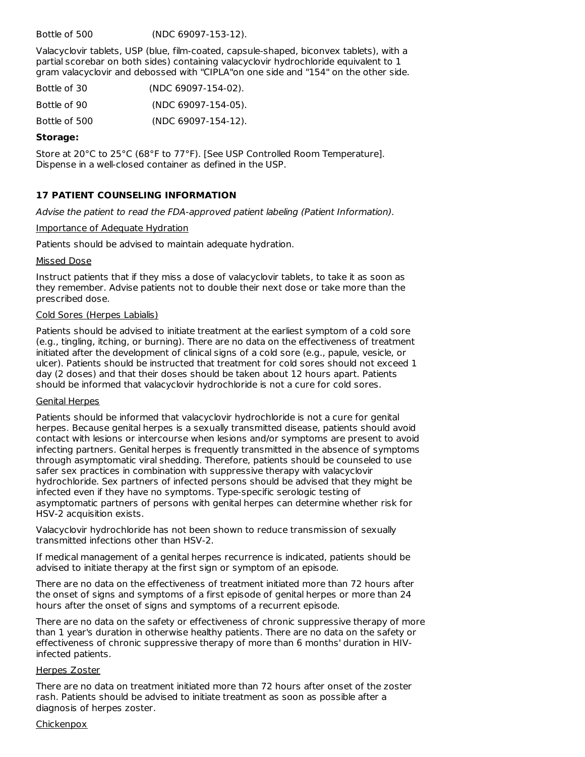Bottle of 500 (NDC 69097-153-12).

Valacyclovir tablets, USP (blue, film-coated, capsule-shaped, biconvex tablets), with a partial scorebar on both sides) containing valacyclovir hydrochloride equivalent to 1 gram valacyclovir and debossed with "CIPLA"on one side and "154" on the other side.

| | |
|---|---|
| Bottle of 30 | (NDC 69097-154-02). |
| Bottle of 90 | (NDC 69097-154-05). |
| Bottle of 500 | (NDC 69097-154-12). |

**Storage:**

Store at 20°C to 25°C (68°F to 77°F). [See USP Controlled Room Temperature]. Dispense in a well-closed container as defined in the USP.

## 17 PATIENT COUNSELING INFORMATION

*Advise the patient to read the FDA-approved patient labeling (Patient Information).*

Importance of Adequate Hydration

Patients should be advised to maintain adequate hydration.

Missed Dose

Instruct patients that if they miss a dose of valacyclovir tablets, to take it as soon as they remember. Advise patients not to double their next dose or take more than the prescribed dose.

Cold Sores (Herpes Labialis)

Patients should be advised to initiate treatment at the earliest symptom of a cold sore (e.g., tingling, itching, or burning). There are no data on the effectiveness of treatment initiated after the development of clinical signs of a cold sore (e.g., papule, vesicle, or ulcer). Patients should be instructed that treatment for cold sores should not exceed 1 day (2 doses) and that their doses should be taken about 12 hours apart. Patients should be informed that valacyclovir hydrochloride is not a cure for cold sores.

Genital Herpes

Patients should be informed that valacyclovir hydrochloride is not a cure for genital herpes. Because genital herpes is a sexually transmitted disease, patients should avoid contact with lesions or intercourse when lesions and/or symptoms are present to avoid infecting partners. Genital herpes is frequently transmitted in the absence of symptoms through asymptomatic viral shedding. Therefore, patients should be counseled to use safer sex practices in combination with suppressive therapy with valacyclovir hydrochloride. Sex partners of infected persons should be advised that they might be infected even if they have no symptoms. Type-specific serologic testing of asymptomatic partners of persons with genital herpes can determine whether risk for HSV-2 acquisition exists.

Valacyclovir hydrochloride has not been shown to reduce transmission of sexually transmitted infections other than HSV-2.

If medical management of a genital herpes recurrence is indicated, patients should be advised to initiate therapy at the first sign or symptom of an episode.

There are no data on the effectiveness of treatment initiated more than 72 hours after the onset of signs and symptoms of a first episode of genital herpes or more than 24 hours after the onset of signs and symptoms of a recurrent episode.

There are no data on the safety or effectiveness of chronic suppressive therapy of more than 1 year's duration in otherwise healthy patients. There are no data on the safety or effectiveness of chronic suppressive therapy of more than 6 months' duration in HIV-infected patients.

Herpes Zoster

There are no data on treatment initiated more than 72 hours after onset of the zoster rash. Patients should be advised to initiate treatment as soon as possible after a diagnosis of herpes zoster.

Chickenpox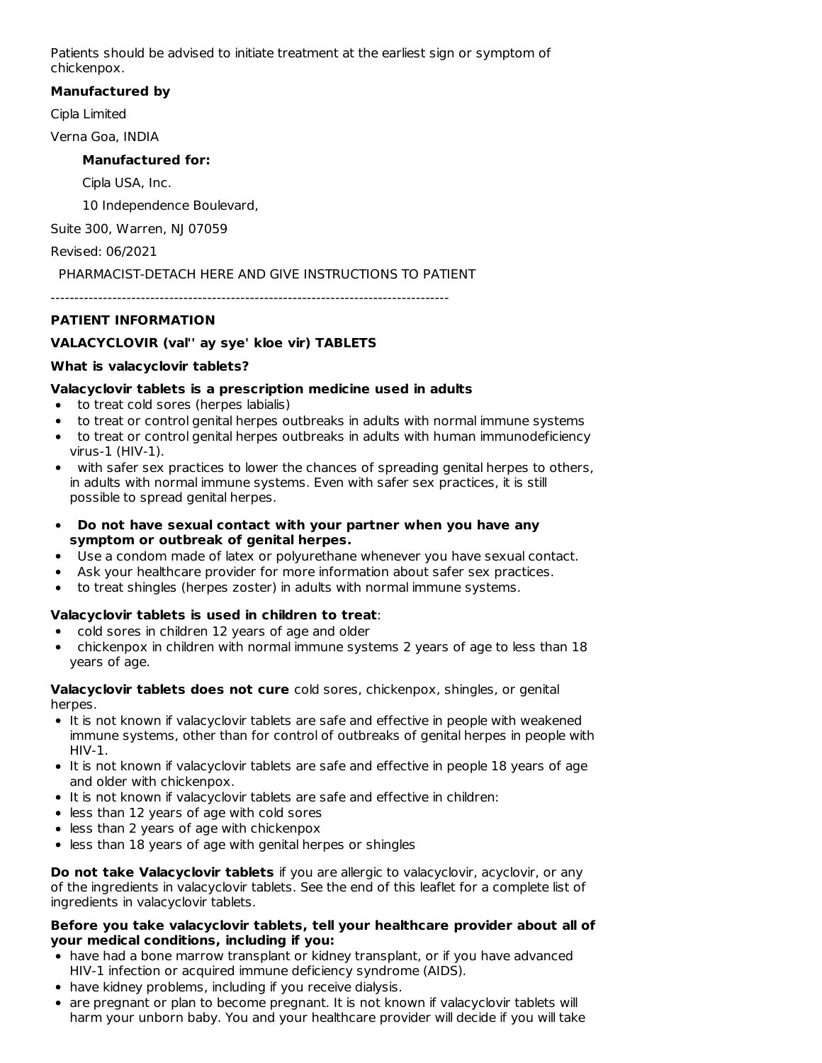Patients should be advised to initiate treatment at the earliest sign or symptom of chickenpox.

**Manufactured by**

Cipla Limited

Verna Goa, INDIA

**Manufactured for:**

Cipla USA, Inc.

10 Independence Boulevard,

Suite 300, Warren, NJ 07059

Revised: 06/2021

PHARMACIST-DETACH HERE AND GIVE INSTRUCTIONS TO PATIENT

------------------------------------------------------------------------------------

**PATIENT INFORMATION**

**VALACYCLOVIR (val'' ay sye' kloe vir) TABLETS**

**What is valacyclovir tablets?**

**Valacyclovir tablets is a prescription medicine used in adults**

- to treat cold sores (herpes labialis)
- to treat or control genital herpes outbreaks in adults with normal immune systems
- to treat or control genital herpes outbreaks in adults with human immunodeficiency virus-1 (HIV-1).
- with safer sex practices to lower the chances of spreading genital herpes to others, in adults with normal immune systems. Even with safer sex practices, it is still possible to spread genital herpes.
- **Do not have sexual contact with your partner when you have any symptom or outbreak of genital herpes.**
- Use a condom made of latex or polyurethane whenever you have sexual contact.
- Ask your healthcare provider for more information about safer sex practices.
- to treat shingles (herpes zoster) in adults with normal immune systems.

**Valacyclovir tablets is used in children to treat**:

- cold sores in children 12 years of age and older
- chickenpox in children with normal immune systems 2 years of age to less than 18 years of age.

**Valacyclovir tablets does not cure** cold sores, chickenpox, shingles, or genital herpes.

- It is not known if valacyclovir tablets are safe and effective in people with weakened immune systems, other than for control of outbreaks of genital herpes in people with HIV-1.
- It is not known if valacyclovir tablets are safe and effective in people 18 years of age and older with chickenpox.
- It is not known if valacyclovir tablets are safe and effective in children:
- less than 12 years of age with cold sores
- less than 2 years of age with chickenpox
- less than 18 years of age with genital herpes or shingles

**Do not take Valacyclovir tablets** if you are allergic to valacyclovir, acyclovir, or any of the ingredients in valacyclovir tablets. See the end of this leaflet for a complete list of ingredients in valacyclovir tablets.

**Before you take valacyclovir tablets, tell your healthcare provider about all of your medical conditions, including if you:**

- have had a bone marrow transplant or kidney transplant, or if you have advanced HIV-1 infection or acquired immune deficiency syndrome (AIDS).
- have kidney problems, including if you receive dialysis.
- are pregnant or plan to become pregnant. It is not known if valacyclovir tablets will harm your unborn baby. You and your healthcare provider will decide if you will take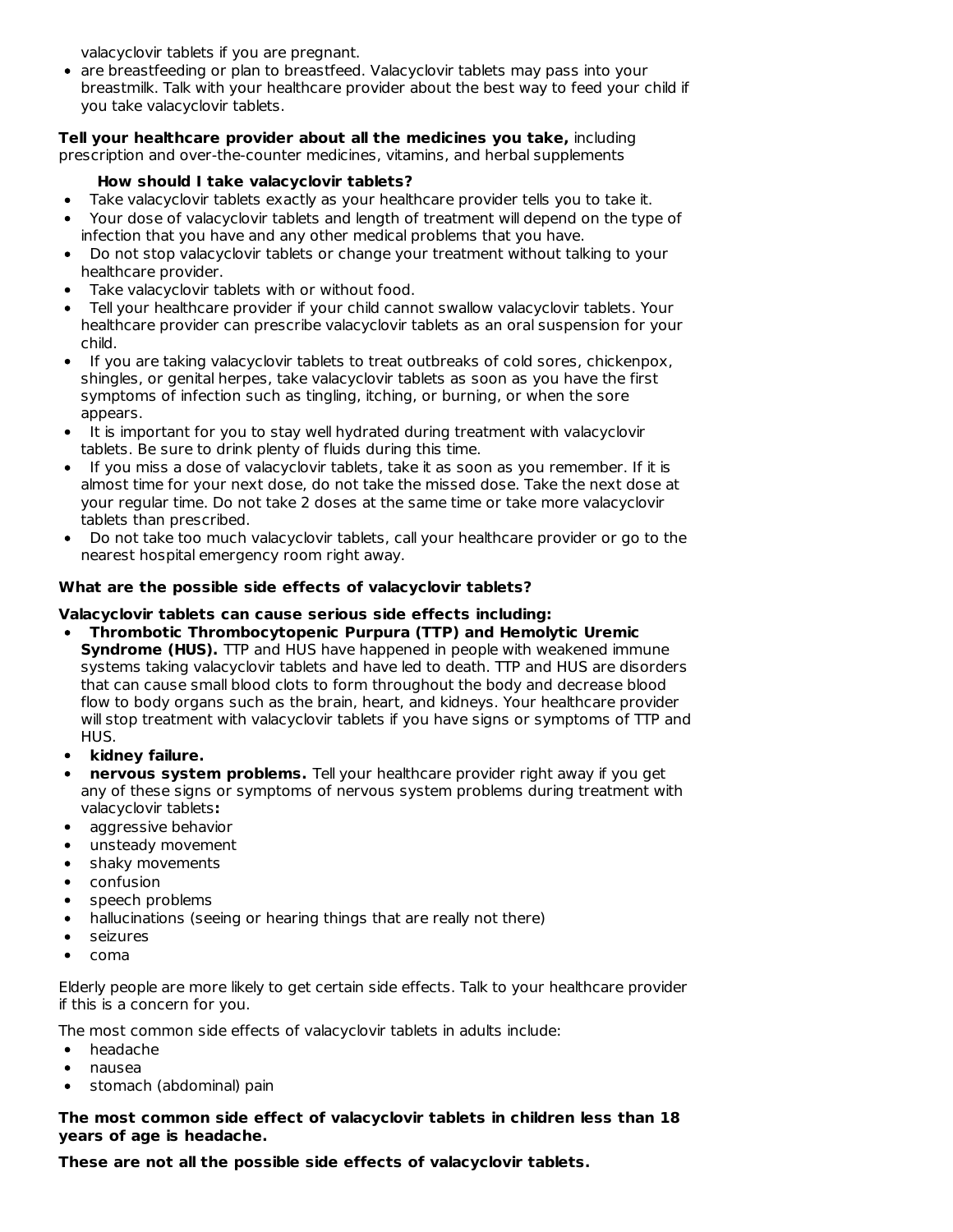valacyclovir tablets if you are pregnant.

- are breastfeeding or plan to breastfeed. Valacyclovir tablets may pass into your breastmilk. Talk with your healthcare provider about the best way to feed your child if you take valacyclovir tablets.

**Tell your healthcare provider about all the medicines you take,** including prescription and over-the-counter medicines, vitamins, and herbal supplements

**How should I take valacyclovir tablets?**

- Take valacyclovir tablets exactly as your healthcare provider tells you to take it.
- Your dose of valacyclovir tablets and length of treatment will depend on the type of infection that you have and any other medical problems that you have.
- Do not stop valacyclovir tablets or change your treatment without talking to your healthcare provider.
- Take valacyclovir tablets with or without food.
- Tell your healthcare provider if your child cannot swallow valacyclovir tablets. Your healthcare provider can prescribe valacyclovir tablets as an oral suspension for your child.
- If you are taking valacyclovir tablets to treat outbreaks of cold sores, chickenpox, shingles, or genital herpes, take valacyclovir tablets as soon as you have the first symptoms of infection such as tingling, itching, or burning, or when the sore appears.
- It is important for you to stay well hydrated during treatment with valacyclovir tablets. Be sure to drink plenty of fluids during this time.
- If you miss a dose of valacyclovir tablets, take it as soon as you remember. If it is almost time for your next dose, do not take the missed dose. Take the next dose at your regular time. Do not take 2 doses at the same time or take more valacyclovir tablets than prescribed.
- Do not take too much valacyclovir tablets, call your healthcare provider or go to the nearest hospital emergency room right away.

**What are the possible side effects of valacyclovir tablets?**

**Valacyclovir tablets can cause serious side effects including:**

- **Thrombotic Thrombocytopenic Purpura (TTP) and Hemolytic Uremic Syndrome (HUS).** TTP and HUS have happened in people with weakened immune systems taking valacyclovir tablets and have led to death. TTP and HUS are disorders that can cause small blood clots to form throughout the body and decrease blood flow to body organs such as the brain, heart, and kidneys. Your healthcare provider will stop treatment with valacyclovir tablets if you have signs or symptoms of TTP and HUS.
- **kidney failure.**
- **nervous system problems.** Tell your healthcare provider right away if you get any of these signs or symptoms of nervous system problems during treatment with valacyclovir tablets**:**
- aggressive behavior
- unsteady movement
- shaky movements
- confusion
- speech problems
- hallucinations (seeing or hearing things that are really not there)
- seizures
- coma

Elderly people are more likely to get certain side effects. Talk to your healthcare provider if this is a concern for you.

The most common side effects of valacyclovir tablets in adults include:

- headache
- nausea
- stomach (abdominal) pain

**The most common side effect of valacyclovir tablets in children less than 18 years of age is headache.**

**These are not all the possible side effects of valacyclovir tablets.**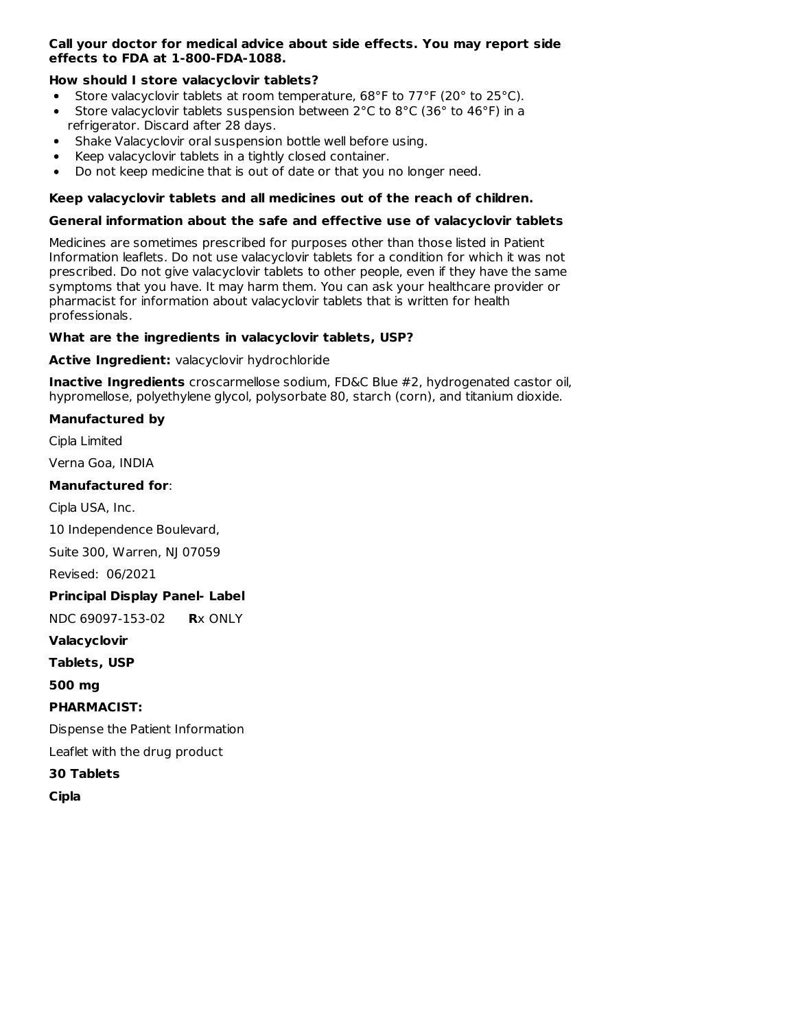**Call your doctor for medical advice about side effects. You may report side effects to FDA at 1-800-FDA-1088.**

**How should I store valacyclovir tablets?**

- Store valacyclovir tablets at room temperature, 68°F to 77°F (20° to 25°C).
- Store valacyclovir tablets suspension between 2°C to 8°C (36° to 46°F) in a refrigerator. Discard after 28 days.
- Shake Valacyclovir oral suspension bottle well before using.
- Keep valacyclovir tablets in a tightly closed container.
- Do not keep medicine that is out of date or that you no longer need.

**Keep valacyclovir tablets and all medicines out of the reach of children.**

**General information about the safe and effective use of valacyclovir tablets**

Medicines are sometimes prescribed for purposes other than those listed in Patient Information leaflets. Do not use valacyclovir tablets for a condition for which it was not prescribed. Do not give valacyclovir tablets to other people, even if they have the same symptoms that you have. It may harm them. You can ask your healthcare provider or pharmacist for information about valacyclovir tablets that is written for health professionals.

**What are the ingredients in valacyclovir tablets, USP?**

**Active Ingredient:** valacyclovir hydrochloride

**Inactive Ingredients** croscarmellose sodium, FD&C Blue #2, hydrogenated castor oil, hypromellose, polyethylene glycol, polysorbate 80, starch (corn), and titanium dioxide.

**Manufactured by**

Cipla Limited

Verna Goa, INDIA

**Manufactured for**:

Cipla USA, Inc.

10 Independence Boulevard,

Suite 300, Warren, NJ 07059

Revised: 06/2021

**Principal Display Panel- Label**

NDC 69097-153-02 **R**x ONLY

**Valacyclovir**

**Tablets, USP**

**500 mg**

**PHARMACIST:**

Dispense the Patient Information

Leaflet with the drug product

**30 Tablets**

**Cipla**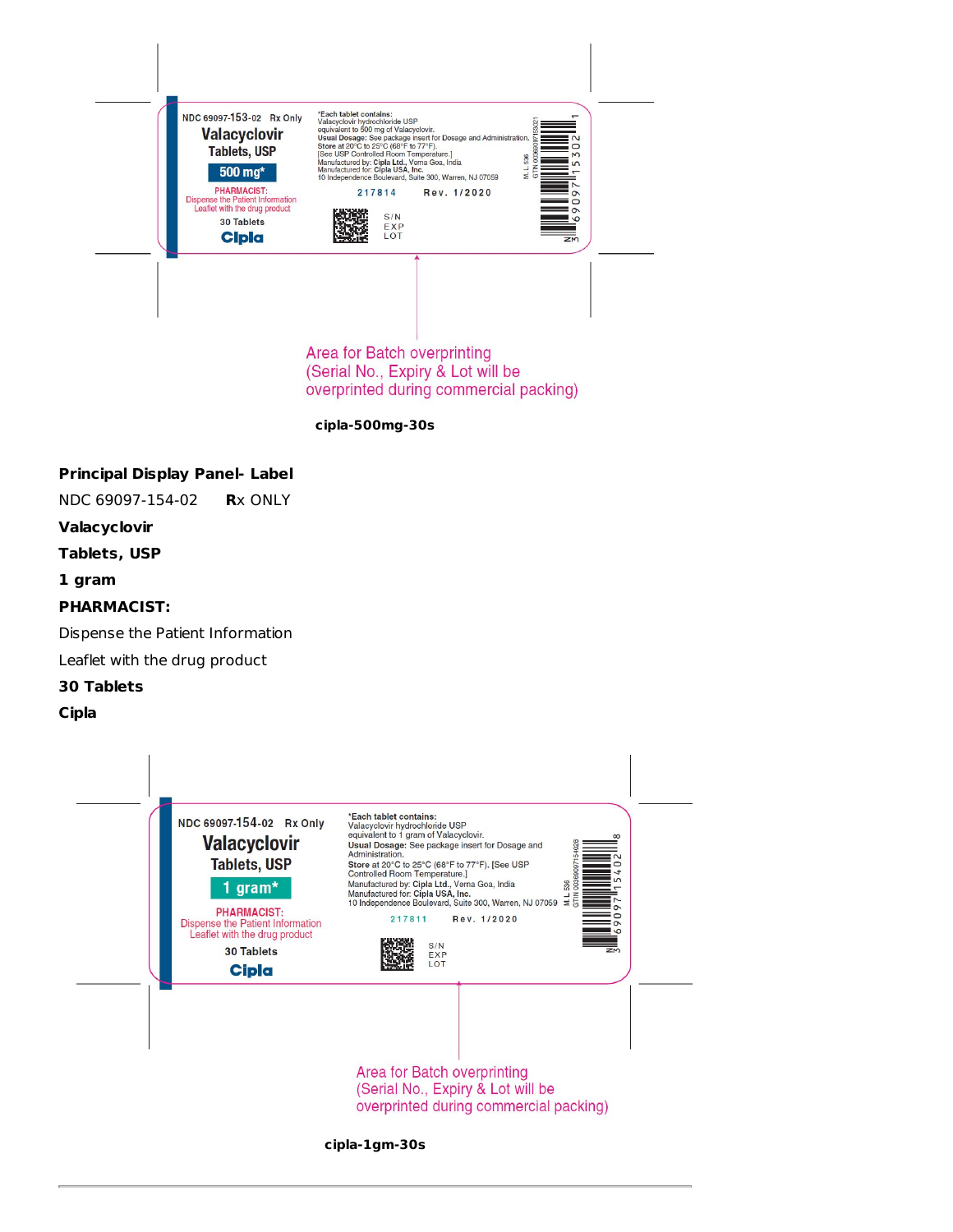NDC 69097-153-02 Rx Only

Valacyclovir

Tablets, USP

500 mg*

PHARMACIST:
Dispense the Patient Information Leaflet with the drug product

30 Tablets

Cipla

*Each tablet contains:
Valacyclovir hydrochloride USP equivalent to 500 mg of Valacyclovir.
Usual Dosage: See package insert for Dosage and Administration.
Store at 20°C to 25°C (68°F to 77°F).
[See USP Controlled Room Temperature.]
Manufactured by: Cipla Ltd., Verna Goa, India
Manufactured for: Cipla USA, Inc.
10 Independence Boulevard, Suite 300, Warren, NJ 07059

217814 Rev. 1/2020

S/N
EXP
LOT

M. L. 536
GTIN 00369097153021

N 3 69097 15302 1

Area for Batch overprinting
(Serial No., Expiry & Lot will be overprinted during commercial packing)

**cipla-500mg-30s**

**Principal Display Panel- Label**

NDC 69097-154-02 **R**x ONLY

**Valacyclovir**

**Tablets, USP**

**1 gram**

**PHARMACIST:**

Dispense the Patient Information

Leaflet with the drug product

**30 Tablets**

**Cipla**

NDC 69097-154-02 Rx Only

Valacyclovir

Tablets, USP

1 gram*

PHARMACIST:
Dispense the Patient Information Leaflet with the drug product

30 Tablets

Cipla

*Each tablet contains:
Valacyclovir hydrochloride USP equivalent to 1 gram of Valacyclovir.
Usual Dosage: See package insert for Dosage and Administration.
Store at 20°C to 25°C (68°F to 77°F). [See USP Controlled Room Temperature.]
Manufactured by: Cipla Ltd., Verna Goa, India
Manufactured for: Cipla USA, Inc.
10 Independence Boulevard, Suite 300, Warren, NJ 07059

217811 Rev. 1/2020

S/N
EXP
LOT

M. L. 536
GTIN 00369097154028

N 3 69097 15402 8

Area for Batch overprinting
(Serial No., Expiry & Lot will be overprinted during commercial packing)

**cipla-1gm-30s**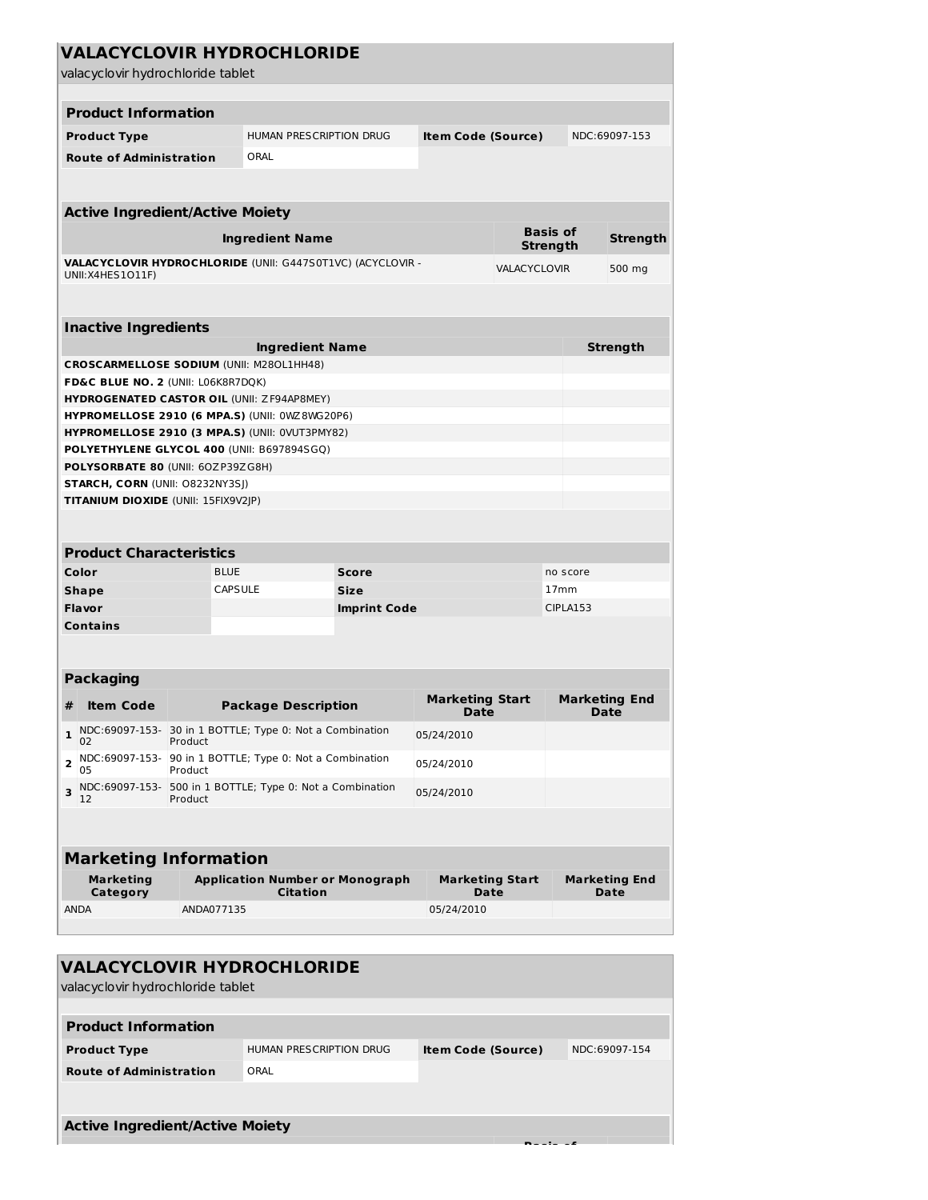## VALACYCLOVIR HYDROCHLORIDE

valacyclovir hydrochloride tablet

| Product Information | | | |
|---|---|---|---|
| **Product Type** | HUMAN PRESCRIPTION DRUG | **Item Code (Source)** | NDC:69097-153 |
| **Route of Administration** | ORAL | | |

| Active Ingredient/Active Moiety | | |
|---|---|---|
| **Ingredient Name** | **Basis of Strength** | **Strength** |
| **VALACYCLOVIR HYDROCHLORIDE** (UNII: G447S0T1VC) (ACYCLOVIR - UNII:X4HES1O11F) | VALACYCLOVIR | 500 mg |

| Inactive Ingredients | |
|---|---|
| **Ingredient Name** | **Strength** |
| **CROSCARMELLOSE SODIUM** (UNII: M28OL1HH48) | |
| **FD&C BLUE NO. 2** (UNII: L06K8R7DQK) | |
| **HYDROGENATED CASTOR OIL** (UNII: ZF94AP8MEY) | |
| **HYPROMELLOSE 2910 (6 MPA.S)** (UNII: 0WZ8WG20P6) | |
| **HYPROMELLOSE 2910 (3 MPA.S)** (UNII: 0VUT3PMY82) | |
| **POLYETHYLENE GLYCOL 400** (UNII: B697894SGQ) | |
| **POLYSORBATE 80** (UNII: 6OZP39ZG8H) | |
| **STARCH, CORN** (UNII: O8232NY3SJ) | |
| **TITANIUM DIOXIDE** (UNII: 15FIX9V2JP) | |

| Product Characteristics | | | |
|---|---|---|---|
| **Color** | BLUE | **Score** | no score |
| **Shape** | CAPSULE | **Size** | 17mm |
| **Flavor** | | **Imprint Code** | CIPLA153 |
| **Contains** | | | |

| Packaging | | | | |
|---|---|---|---|---|
| **#** | **Item Code** | **Package Description** | **Marketing Start Date** | **Marketing End Date** |
| **1** | NDC:69097-153-02 | 30 in 1 BOTTLE; Type 0: Not a Combination Product | 05/24/2010 | |
| **2** | NDC:69097-153-05 | 90 in 1 BOTTLE; Type 0: Not a Combination Product | 05/24/2010 | |
| **3** | NDC:69097-153-12 | 500 in 1 BOTTLE; Type 0: Not a Combination Product | 05/24/2010 | |

| Marketing Information | | | |
|---|---|---|---|
| **Marketing Category** | **Application Number or Monograph Citation** | **Marketing Start Date** | **Marketing End Date** |
| ANDA | ANDA077135 | 05/24/2010 | |

## VALACYCLOVIR HYDROCHLORIDE

valacyclovir hydrochloride tablet

| Product Information | | | |
|---|---|---|---|
| **Product Type** | HUMAN PRESCRIPTION DRUG | **Item Code (Source)** | NDC:69097-154 |
| **Route of Administration** | ORAL | | |

**Active Ingredient/Active Moiety**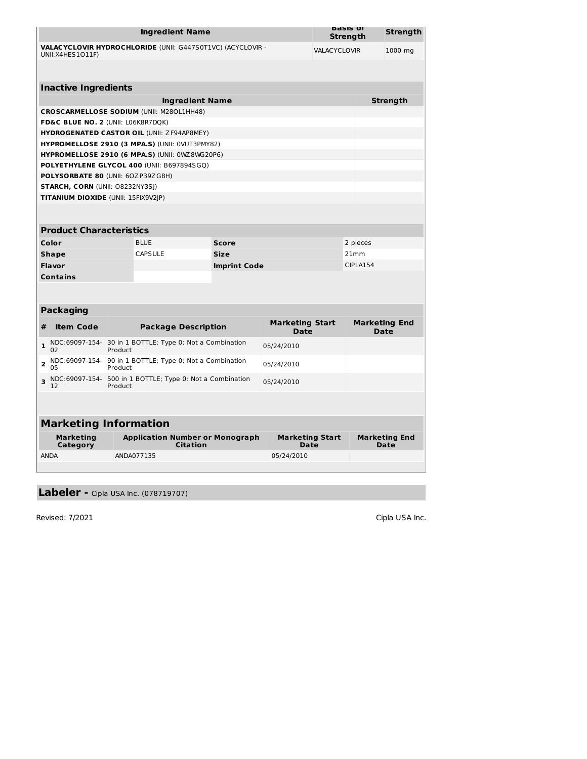| Ingredient Name | Basis of Strength | Strength |
| --- | --- | --- |
| **VALACYCLOVIR HYDROCHLORIDE** (UNII: G447S0T1VC) (ACYCLOVIR - UNII:X4HES1O11F) | VALACYCLOVIR | 1000 mg |

## Inactive Ingredients

| Ingredient Name | Strength |
| --- | --- |
| **CROSCARMELLOSE SODIUM** (UNII: M28OL1HH48) | |
| **FD&C BLUE NO. 2** (UNII: L06K8R7DQK) | |
| **HYDROGENATED CASTOR OIL** (UNII: ZF94AP8MEY) | |
| **HYPROMELLOSE 2910 (3 MPA.S)** (UNII: 0VUT3PMY82) | |
| **HYPROMELLOSE 2910 (6 MPA.S)** (UNII: 0WZ8WG20P6) | |
| **POLYETHYLENE GLYCOL 400** (UNII: B697894SGQ) | |
| **POLYSORBATE 80** (UNII: 6OZP39ZG8H) | |
| **STARCH, CORN** (UNII: O8232NY3SJ) | |
| **TITANIUM DIOXIDE** (UNII: 15FIX9V2JP) | |

## Product Characteristics

| | | | |
| --- | --- | --- | --- |
| **Color** | BLUE | **Score** | 2 pieces |
| **Shape** | CAPSULE | **Size** | 21mm |
| **Flavor** | | **Imprint Code** | CIPLA154 |
| **Contains** | | | |

## Packaging

| # | Item Code | Package Description | Marketing Start Date | Marketing End Date |
| --- | --- | --- | --- | --- |
| **1** | NDC:69097-154-02 | 30 in 1 BOTTLE; Type 0: Not a Combination Product | 05/24/2010 | |
| **2** | NDC:69097-154-05 | 90 in 1 BOTTLE; Type 0: Not a Combination Product | 05/24/2010 | |
| **3** | NDC:69097-154-12 | 500 in 1 BOTTLE; Type 0: Not a Combination Product | 05/24/2010 | |

## Marketing Information

| Marketing Category | Application Number or Monograph Citation | Marketing Start Date | Marketing End Date |
| --- | --- | --- | --- |
| ANDA | ANDA077135 | 05/24/2010 | |

## Labeler - Cipla USA Inc. (078719707)

Revised: 7/2021

Cipla USA Inc.